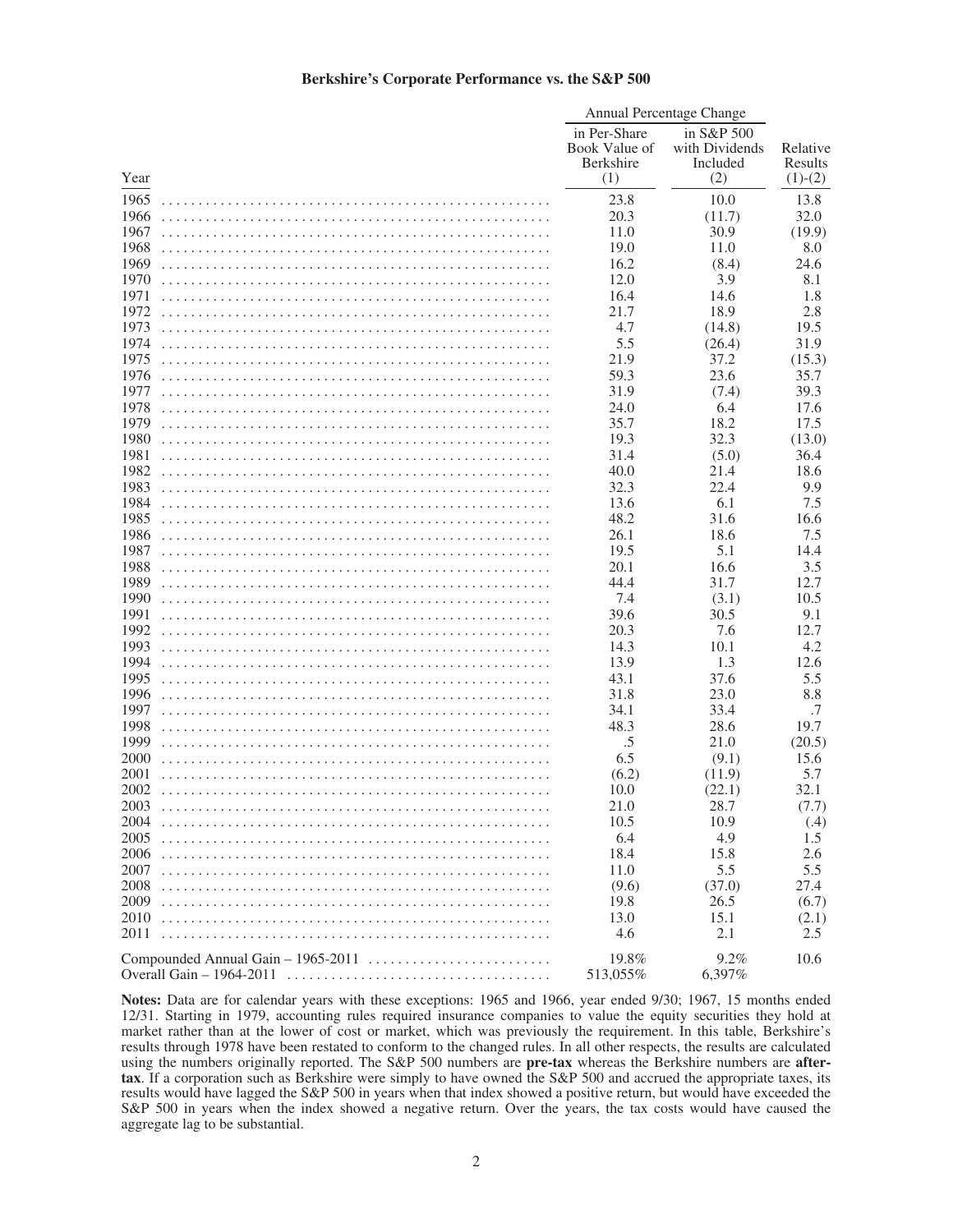# Berkshire's Corporate Performance vs. the S&P 500

| | Annual Percentage Change | | |
|---|---|---|---|
| Year | in Per-Share Book Value of Berkshire (1) | in S&P 500 with Dividends Included (2) | Relative Results (1)-(2) |
| 1965 | 23.8 | 10.0 | 13.8 |
| 1966 | 20.3 | (11.7) | 32.0 |
| 1967 | 11.0 | 30.9 | (19.9) |
| 1968 | 19.0 | 11.0 | 8.0 |
| 1969 | 16.2 | (8.4) | 24.6 |
| 1970 | 12.0 | 3.9 | 8.1 |
| 1971 | 16.4 | 14.6 | 1.8 |
| 1972 | 21.7 | 18.9 | 2.8 |
| 1973 | 4.7 | (14.8) | 19.5 |
| 1974 | 5.5 | (26.4) | 31.9 |
| 1975 | 21.9 | 37.2 | (15.3) |
| 1976 | 59.3 | 23.6 | 35.7 |
| 1977 | 31.9 | (7.4) | 39.3 |
| 1978 | 24.0 | 6.4 | 17.6 |
| 1979 | 35.7 | 18.2 | 17.5 |
| 1980 | 19.3 | 32.3 | (13.0) |
| 1981 | 31.4 | (5.0) | 36.4 |
| 1982 | 40.0 | 21.4 | 18.6 |
| 1983 | 32.3 | 22.4 | 9.9 |
| 1984 | 13.6 | 6.1 | 7.5 |
| 1985 | 48.2 | 31.6 | 16.6 |
| 1986 | 26.1 | 18.6 | 7.5 |
| 1987 | 19.5 | 5.1 | 14.4 |
| 1988 | 20.1 | 16.6 | 3.5 |
| 1989 | 44.4 | 31.7 | 12.7 |
| 1990 | 7.4 | (3.1) | 10.5 |
| 1991 | 39.6 | 30.5 | 9.1 |
| 1992 | 20.3 | 7.6 | 12.7 |
| 1993 | 14.3 | 10.1 | 4.2 |
| 1994 | 13.9 | 1.3 | 12.6 |
| 1995 | 43.1 | 37.6 | 5.5 |
| 1996 | 31.8 | 23.0 | 8.8 |
| 1997 | 34.1 | 33.4 | .7 |
| 1998 | 48.3 | 28.6 | 19.7 |
| 1999 | .5 | 21.0 | (20.5) |
| 2000 | 6.5 | (9.1) | 15.6 |
| 2001 | (6.2) | (11.9) | 5.7 |
| 2002 | 10.0 | (22.1) | 32.1 |
| 2003 | 21.0 | 28.7 | (7.7) |
| 2004 | 10.5 | 10.9 | (.4) |
| 2005 | 6.4 | 4.9 | 1.5 |
| 2006 | 18.4 | 15.8 | 2.6 |
| 2007 | 11.0 | 5.5 | 5.5 |
| 2008 | (9.6) | (37.0) | 27.4 |
| 2009 | 19.8 | 26.5 | (6.7) |
| 2010 | 13.0 | 15.1 | (2.1) |
| 2011 | 4.6 | 2.1 | 2.5 |
| Compounded Annual Gain – 1965-2011 | 19.8% | 9.2% | 10.6 |
| Overall Gain – 1964-2011 | 513,055% | 6,397% | |

**Notes:** Data are for calendar years with these exceptions: 1965 and 1966, year ended 9/30; 1967, 15 months ended 12/31. Starting in 1979, accounting rules required insurance companies to value the equity securities they hold at market rather than at the lower of cost or market, which was previously the requirement. In this table, Berkshire's results through 1978 have been restated to conform to the changed rules. In all other respects, the results are calculated using the numbers originally reported. The S&P 500 numbers are **pre-tax** whereas the Berkshire numbers are **after-tax**. If a corporation such as Berkshire were simply to have owned the S&P 500 and accrued the appropriate taxes, its results would have lagged the S&P 500 in years when that index showed a positive return, but would have exceeded the S&P 500 in years when the index showed a negative return. Over the years, the tax costs would have caused the aggregate lag to be substantial.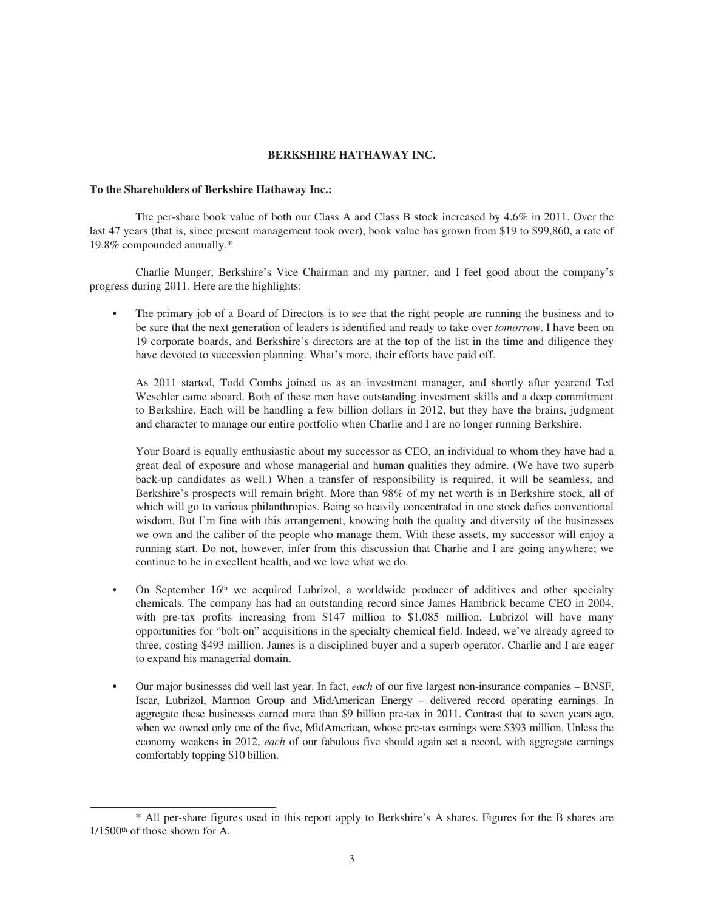**BERKSHIRE HATHAWAY INC.**

**To the Shareholders of Berkshire Hathaway Inc.:**

The per-share book value of both our Class A and Class B stock increased by 4.6% in 2011. Over the last 47 years (that is, since present management took over), book value has grown from $19 to $99,860, a rate of 19.8% compounded annually.*

Charlie Munger, Berkshire's Vice Chairman and my partner, and I feel good about the company's progress during 2011. Here are the highlights:

- The primary job of a Board of Directors is to see that the right people are running the business and to be sure that the next generation of leaders is identified and ready to take over *tomorrow*. I have been on 19 corporate boards, and Berkshire's directors are at the top of the list in the time and diligence they have devoted to succession planning. What's more, their efforts have paid off.

  As 2011 started, Todd Combs joined us as an investment manager, and shortly after yearend Ted Weschler came aboard. Both of these men have outstanding investment skills and a deep commitment to Berkshire. Each will be handling a few billion dollars in 2012, but they have the brains, judgment and character to manage our entire portfolio when Charlie and I are no longer running Berkshire.

  Your Board is equally enthusiastic about my successor as CEO, an individual to whom they have had a great deal of exposure and whose managerial and human qualities they admire. (We have two superb back-up candidates as well.) When a transfer of responsibility is required, it will be seamless, and Berkshire's prospects will remain bright. More than 98% of my net worth is in Berkshire stock, all of which will go to various philanthropies. Being so heavily concentrated in one stock defies conventional wisdom. But I'm fine with this arrangement, knowing both the quality and diversity of the businesses we own and the caliber of the people who manage them. With these assets, my successor will enjoy a running start. Do not, however, infer from this discussion that Charlie and I are going anywhere; we continue to be in excellent health, and we love what we do.

- On September 16th we acquired Lubrizol, a worldwide producer of additives and other specialty chemicals. The company has had an outstanding record since James Hambrick became CEO in 2004, with pre-tax profits increasing from $147 million to $1,085 million. Lubrizol will have many opportunities for "bolt-on" acquisitions in the specialty chemical field. Indeed, we've already agreed to three, costing $493 million. James is a disciplined buyer and a superb operator. Charlie and I are eager to expand his managerial domain.

- Our major businesses did well last year. In fact, *each* of our five largest non-insurance companies – BNSF, Iscar, Lubrizol, Marmon Group and MidAmerican Energy – delivered record operating earnings. In aggregate these businesses earned more than $9 billion pre-tax in 2011. Contrast that to seven years ago, when we owned only one of the five, MidAmerican, whose pre-tax earnings were $393 million. Unless the economy weakens in 2012, *each* of our fabulous five should again set a record, with aggregate earnings comfortably topping $10 billion.

---

* All per-share figures used in this report apply to Berkshire's A shares. Figures for the B shares are 1/1500th of those shown for A.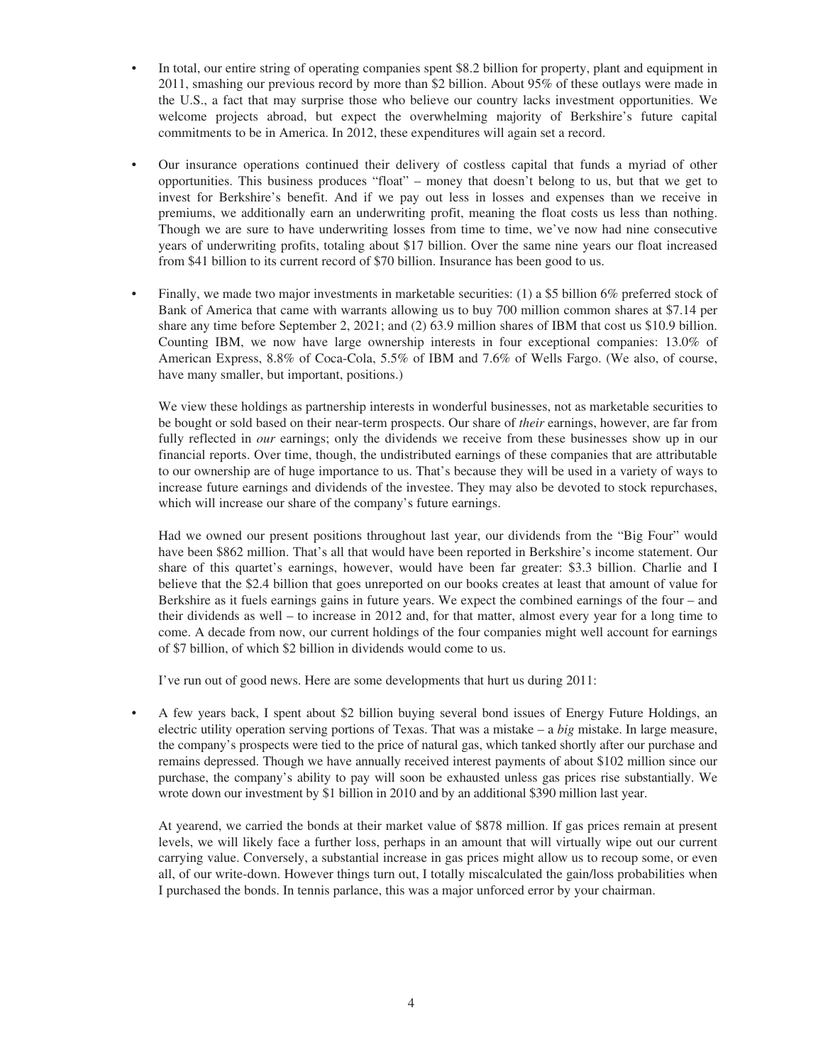- In total, our entire string of operating companies spent \$8.2 billion for property, plant and equipment in 2011, smashing our previous record by more than \$2 billion. About 95% of these outlays were made in the U.S., a fact that may surprise those who believe our country lacks investment opportunities. We welcome projects abroad, but expect the overwhelming majority of Berkshire's future capital commitments to be in America. In 2012, these expenditures will again set a record.

- Our insurance operations continued their delivery of costless capital that funds a myriad of other opportunities. This business produces "float" – money that doesn't belong to us, but that we get to invest for Berkshire's benefit. And if we pay out less in losses and expenses than we receive in premiums, we additionally earn an underwriting profit, meaning the float costs us less than nothing. Though we are sure to have underwriting losses from time to time, we've now had nine consecutive years of underwriting profits, totaling about \$17 billion. Over the same nine years our float increased from \$41 billion to its current record of \$70 billion. Insurance has been good to us.

- Finally, we made two major investments in marketable securities: (1) a \$5 billion 6% preferred stock of Bank of America that came with warrants allowing us to buy 700 million common shares at \$7.14 per share any time before September 2, 2021; and (2) 63.9 million shares of IBM that cost us \$10.9 billion. Counting IBM, we now have large ownership interests in four exceptional companies: 13.0% of American Express, 8.8% of Coca-Cola, 5.5% of IBM and 7.6% of Wells Fargo. (We also, of course, have many smaller, but important, positions.)

  We view these holdings as partnership interests in wonderful businesses, not as marketable securities to be bought or sold based on their near-term prospects. Our share of *their* earnings, however, are far from fully reflected in *our* earnings; only the dividends we receive from these businesses show up in our financial reports. Over time, though, the undistributed earnings of these companies that are attributable to our ownership are of huge importance to us. That's because they will be used in a variety of ways to increase future earnings and dividends of the investee. They may also be devoted to stock repurchases, which will increase our share of the company's future earnings.

  Had we owned our present positions throughout last year, our dividends from the "Big Four" would have been \$862 million. That's all that would have been reported in Berkshire's income statement. Our share of this quartet's earnings, however, would have been far greater: \$3.3 billion. Charlie and I believe that the \$2.4 billion that goes unreported on our books creates at least that amount of value for Berkshire as it fuels earnings gains in future years. We expect the combined earnings of the four – and their dividends as well – to increase in 2012 and, for that matter, almost every year for a long time to come. A decade from now, our current holdings of the four companies might well account for earnings of \$7 billion, of which \$2 billion in dividends would come to us.

  I've run out of good news. Here are some developments that hurt us during 2011:

- A few years back, I spent about \$2 billion buying several bond issues of Energy Future Holdings, an electric utility operation serving portions of Texas. That was a mistake – a *big* mistake. In large measure, the company's prospects were tied to the price of natural gas, which tanked shortly after our purchase and remains depressed. Though we have annually received interest payments of about \$102 million since our purchase, the company's ability to pay will soon be exhausted unless gas prices rise substantially. We wrote down our investment by \$1 billion in 2010 and by an additional \$390 million last year.

  At yearend, we carried the bonds at their market value of \$878 million. If gas prices remain at present levels, we will likely face a further loss, perhaps in an amount that will virtually wipe out our current carrying value. Conversely, a substantial increase in gas prices might allow us to recoup some, or even all, of our write-down. However things turn out, I totally miscalculated the gain/loss probabilities when I purchased the bonds. In tennis parlance, this was a major unforced error by your chairman.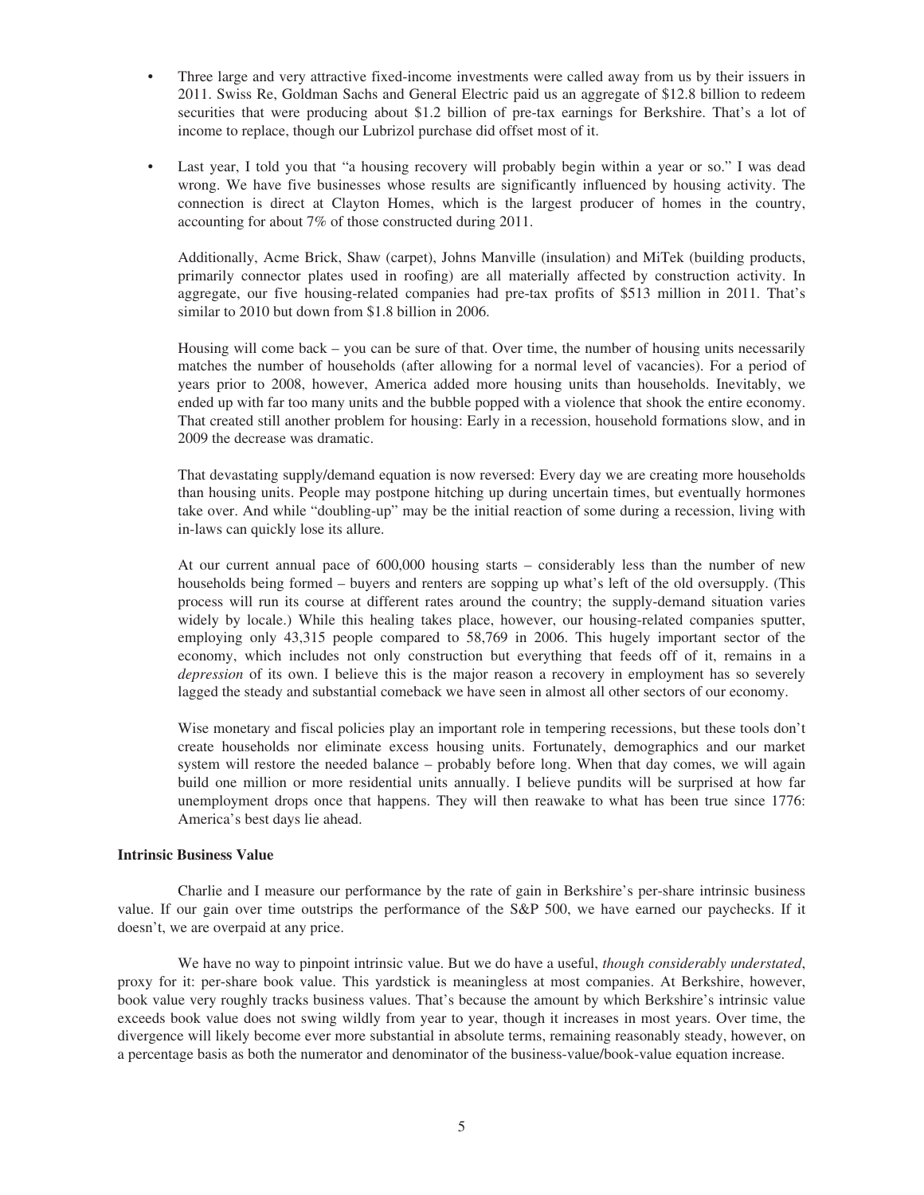- Three large and very attractive fixed-income investments were called away from us by their issuers in 2011. Swiss Re, Goldman Sachs and General Electric paid us an aggregate of $12.8 billion to redeem securities that were producing about $1.2 billion of pre-tax earnings for Berkshire. That's a lot of income to replace, though our Lubrizol purchase did offset most of it.

- Last year, I told you that "a housing recovery will probably begin within a year or so." I was dead wrong. We have five businesses whose results are significantly influenced by housing activity. The connection is direct at Clayton Homes, which is the largest producer of homes in the country, accounting for about 7% of those constructed during 2011.

  Additionally, Acme Brick, Shaw (carpet), Johns Manville (insulation) and MiTek (building products, primarily connector plates used in roofing) are all materially affected by construction activity. In aggregate, our five housing-related companies had pre-tax profits of $513 million in 2011. That's similar to 2010 but down from $1.8 billion in 2006.

  Housing will come back – you can be sure of that. Over time, the number of housing units necessarily matches the number of households (after allowing for a normal level of vacancies). For a period of years prior to 2008, however, America added more housing units than households. Inevitably, we ended up with far too many units and the bubble popped with a violence that shook the entire economy. That created still another problem for housing: Early in a recession, household formations slow, and in 2009 the decrease was dramatic.

  That devastating supply/demand equation is now reversed: Every day we are creating more households than housing units. People may postpone hitching up during uncertain times, but eventually hormones take over. And while "doubling-up" may be the initial reaction of some during a recession, living with in-laws can quickly lose its allure.

  At our current annual pace of 600,000 housing starts – considerably less than the number of new households being formed – buyers and renters are sopping up what's left of the old oversupply. (This process will run its course at different rates around the country; the supply-demand situation varies widely by locale.) While this healing takes place, however, our housing-related companies sputter, employing only 43,315 people compared to 58,769 in 2006. This hugely important sector of the economy, which includes not only construction but everything that feeds off of it, remains in a *depression* of its own. I believe this is the major reason a recovery in employment has so severely lagged the steady and substantial comeback we have seen in almost all other sectors of our economy.

  Wise monetary and fiscal policies play an important role in tempering recessions, but these tools don't create households nor eliminate excess housing units. Fortunately, demographics and our market system will restore the needed balance – probably before long. When that day comes, we will again build one million or more residential units annually. I believe pundits will be surprised at how far unemployment drops once that happens. They will then reawake to what has been true since 1776: America's best days lie ahead.

**Intrinsic Business Value**

Charlie and I measure our performance by the rate of gain in Berkshire's per-share intrinsic business value. If our gain over time outstrips the performance of the S&P 500, we have earned our paychecks. If it doesn't, we are overpaid at any price.

We have no way to pinpoint intrinsic value. But we do have a useful, *though considerably understated*, proxy for it: per-share book value. This yardstick is meaningless at most companies. At Berkshire, however, book value very roughly tracks business values. That's because the amount by which Berkshire's intrinsic value exceeds book value does not swing wildly from year to year, though it increases in most years. Over time, the divergence will likely become ever more substantial in absolute terms, remaining reasonably steady, however, on a percentage basis as both the numerator and denominator of the business-value/book-value equation increase.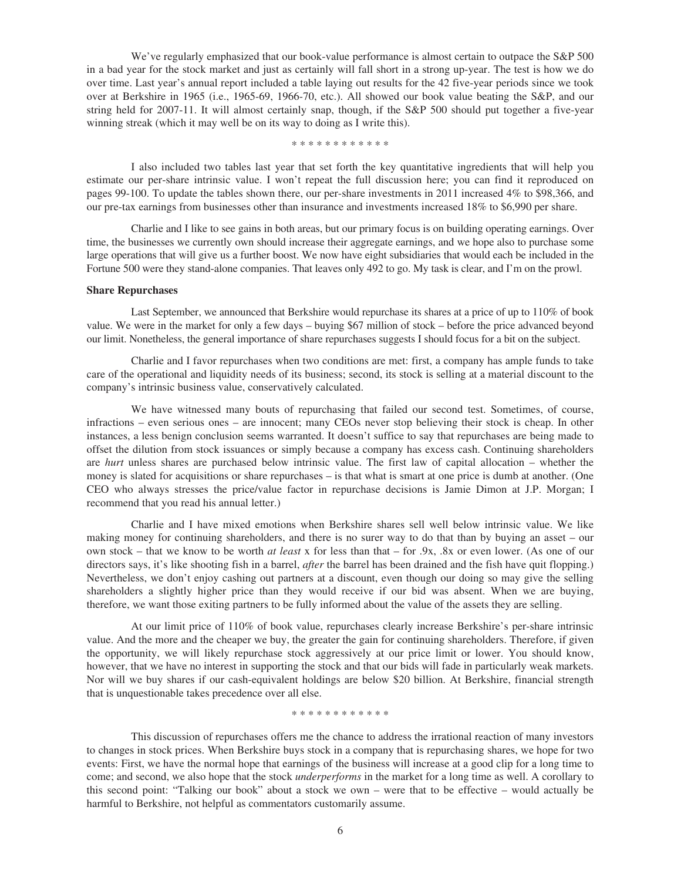We've regularly emphasized that our book-value performance is almost certain to outpace the S&P 500 in a bad year for the stock market and just as certainly will fall short in a strong up-year. The test is how we do over time. Last year's annual report included a table laying out results for the 42 five-year periods since we took over at Berkshire in 1965 (i.e., 1965-69, 1966-70, etc.). All showed our book value beating the S&P, and our string held for 2007-11. It will almost certainly snap, though, if the S&P 500 should put together a five-year winning streak (which it may well be on its way to doing as I write this).

\* \* \* \* \* \* \* \* \* \* \* \*

I also included two tables last year that set forth the key quantitative ingredients that will help you estimate our per-share intrinsic value. I won't repeat the full discussion here; you can find it reproduced on pages 99-100. To update the tables shown there, our per-share investments in 2011 increased 4% to $98,366, and our pre-tax earnings from businesses other than insurance and investments increased 18% to $6,990 per share.

Charlie and I like to see gains in both areas, but our primary focus is on building operating earnings. Over time, the businesses we currently own should increase their aggregate earnings, and we hope also to purchase some large operations that will give us a further boost. We now have eight subsidiaries that would each be included in the Fortune 500 were they stand-alone companies. That leaves only 492 to go. My task is clear, and I'm on the prowl.

**Share Repurchases**

Last September, we announced that Berkshire would repurchase its shares at a price of up to 110% of book value. We were in the market for only a few days – buying $67 million of stock – before the price advanced beyond our limit. Nonetheless, the general importance of share repurchases suggests I should focus for a bit on the subject.

Charlie and I favor repurchases when two conditions are met: first, a company has ample funds to take care of the operational and liquidity needs of its business; second, its stock is selling at a material discount to the company's intrinsic business value, conservatively calculated.

We have witnessed many bouts of repurchasing that failed our second test. Sometimes, of course, infractions – even serious ones – are innocent; many CEOs never stop believing their stock is cheap. In other instances, a less benign conclusion seems warranted. It doesn't suffice to say that repurchases are being made to offset the dilution from stock issuances or simply because a company has excess cash. Continuing shareholders are *hurt* unless shares are purchased below intrinsic value. The first law of capital allocation – whether the money is slated for acquisitions or share repurchases – is that what is smart at one price is dumb at another. (One CEO who always stresses the price/value factor in repurchase decisions is Jamie Dimon at J.P. Morgan; I recommend that you read his annual letter.)

Charlie and I have mixed emotions when Berkshire shares sell well below intrinsic value. We like making money for continuing shareholders, and there is no surer way to do that than by buying an asset – our own stock – that we know to be worth *at least* x for less than that – for .9x, .8x or even lower. (As one of our directors says, it's like shooting fish in a barrel, *after* the barrel has been drained and the fish have quit flopping.) Nevertheless, we don't enjoy cashing out partners at a discount, even though our doing so may give the selling shareholders a slightly higher price than they would receive if our bid was absent. When we are buying, therefore, we want those exiting partners to be fully informed about the value of the assets they are selling.

At our limit price of 110% of book value, repurchases clearly increase Berkshire's per-share intrinsic value. And the more and the cheaper we buy, the greater the gain for continuing shareholders. Therefore, if given the opportunity, we will likely repurchase stock aggressively at our price limit or lower. You should know, however, that we have no interest in supporting the stock and that our bids will fade in particularly weak markets. Nor will we buy shares if our cash-equivalent holdings are below $20 billion. At Berkshire, financial strength that is unquestionable takes precedence over all else.

\* \* \* \* \* \* \* \* \* \* \* \*

This discussion of repurchases offers me the chance to address the irrational reaction of many investors to changes in stock prices. When Berkshire buys stock in a company that is repurchasing shares, we hope for two events: First, we have the normal hope that earnings of the business will increase at a good clip for a long time to come; and second, we also hope that the stock *underperforms* in the market for a long time as well. A corollary to this second point: "Talking our book" about a stock we own – were that to be effective – would actually be harmful to Berkshire, not helpful as commentators customarily assume.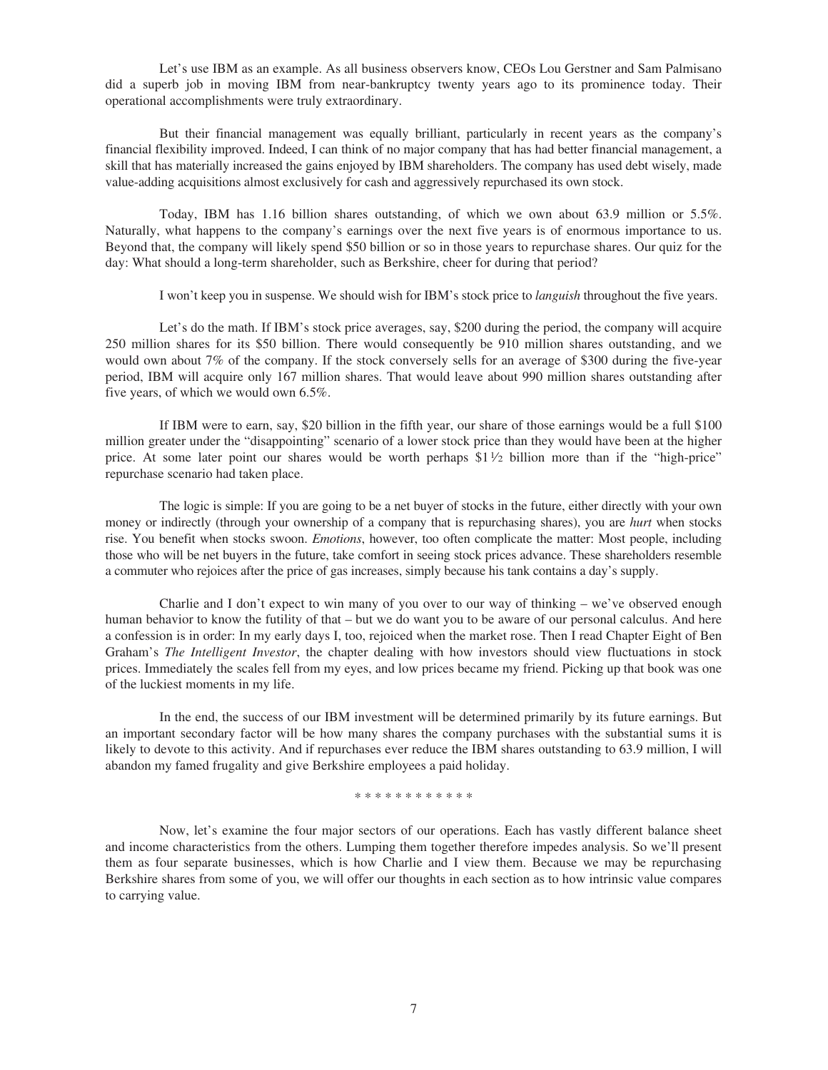Let's use IBM as an example. As all business observers know, CEOs Lou Gerstner and Sam Palmisano did a superb job in moving IBM from near-bankruptcy twenty years ago to its prominence today. Their operational accomplishments were truly extraordinary.

But their financial management was equally brilliant, particularly in recent years as the company's financial flexibility improved. Indeed, I can think of no major company that has had better financial management, a skill that has materially increased the gains enjoyed by IBM shareholders. The company has used debt wisely, made value-adding acquisitions almost exclusively for cash and aggressively repurchased its own stock.

Today, IBM has 1.16 billion shares outstanding, of which we own about 63.9 million or 5.5%. Naturally, what happens to the company's earnings over the next five years is of enormous importance to us. Beyond that, the company will likely spend $50 billion or so in those years to repurchase shares. Our quiz for the day: What should a long-term shareholder, such as Berkshire, cheer for during that period?

I won't keep you in suspense. We should wish for IBM's stock price to *languish* throughout the five years.

Let's do the math. If IBM's stock price averages, say, $200 during the period, the company will acquire 250 million shares for its $50 billion. There would consequently be 910 million shares outstanding, and we would own about 7% of the company. If the stock conversely sells for an average of $300 during the five-year period, IBM will acquire only 167 million shares. That would leave about 990 million shares outstanding after five years, of which we would own 6.5%.

If IBM were to earn, say, $20 billion in the fifth year, our share of those earnings would be a full $100 million greater under the "disappointing" scenario of a lower stock price than they would have been at the higher price. At some later point our shares would be worth perhaps $1½ billion more than if the "high-price" repurchase scenario had taken place.

The logic is simple: If you are going to be a net buyer of stocks in the future, either directly with your own money or indirectly (through your ownership of a company that is repurchasing shares), you are *hurt* when stocks rise. You benefit when stocks swoon. *Emotions*, however, too often complicate the matter: Most people, including those who will be net buyers in the future, take comfort in seeing stock prices advance. These shareholders resemble a commuter who rejoices after the price of gas increases, simply because his tank contains a day's supply.

Charlie and I don't expect to win many of you over to our way of thinking – we've observed enough human behavior to know the futility of that – but we do want you to be aware of our personal calculus. And here a confession is in order: In my early days I, too, rejoiced when the market rose. Then I read Chapter Eight of Ben Graham's *The Intelligent Investor*, the chapter dealing with how investors should view fluctuations in stock prices. Immediately the scales fell from my eyes, and low prices became my friend. Picking up that book was one of the luckiest moments in my life.

In the end, the success of our IBM investment will be determined primarily by its future earnings. But an important secondary factor will be how many shares the company purchases with the substantial sums it is likely to devote to this activity. And if repurchases ever reduce the IBM shares outstanding to 63.9 million, I will abandon my famed frugality and give Berkshire employees a paid holiday.

************

Now, let's examine the four major sectors of our operations. Each has vastly different balance sheet and income characteristics from the others. Lumping them together therefore impedes analysis. So we'll present them as four separate businesses, which is how Charlie and I view them. Because we may be repurchasing Berkshire shares from some of you, we will offer our thoughts in each section as to how intrinsic value compares to carrying value.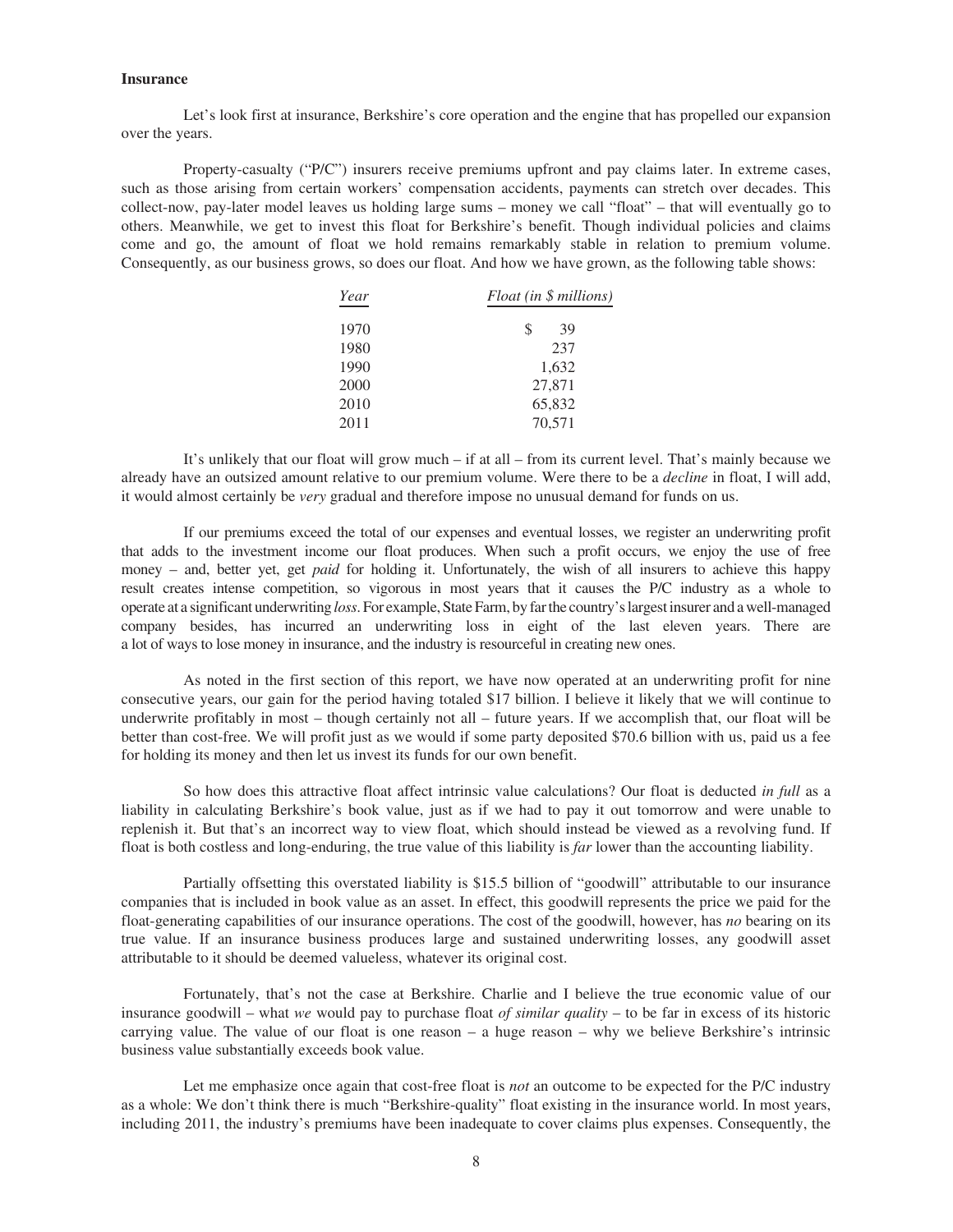### Insurance

Let's look first at insurance, Berkshire's core operation and the engine that has propelled our expansion over the years.

Property-casualty ("P/C") insurers receive premiums upfront and pay claims later. In extreme cases, such as those arising from certain workers' compensation accidents, payments can stretch over decades. This collect-now, pay-later model leaves us holding large sums – money we call "float" – that will eventually go to others. Meanwhile, we get to invest this float for Berkshire's benefit. Though individual policies and claims come and go, the amount of float we hold remains remarkably stable in relation to premium volume. Consequently, as our business grows, so does our float. And how we have grown, as the following table shows:

| *Year* | *Float (in $ millions)* |
|---|---|
| 1970 | $ 39 |
| 1980 | 237 |
| 1990 | 1,632 |
| 2000 | 27,871 |
| 2010 | 65,832 |
| 2011 | 70,571 |

It's unlikely that our float will grow much – if at all – from its current level. That's mainly because we already have an outsized amount relative to our premium volume. Were there to be a *decline* in float, I will add, it would almost certainly be *very* gradual and therefore impose no unusual demand for funds on us.

If our premiums exceed the total of our expenses and eventual losses, we register an underwriting profit that adds to the investment income our float produces. When such a profit occurs, we enjoy the use of free money – and, better yet, get *paid* for holding it. Unfortunately, the wish of all insurers to achieve this happy result creates intense competition, so vigorous in most years that it causes the P/C industry as a whole to operate at a significant underwriting *loss*. For example, State Farm, by far the country's largest insurer and a well-managed company besides, has incurred an underwriting loss in eight of the last eleven years. There are a lot of ways to lose money in insurance, and the industry is resourceful in creating new ones.

As noted in the first section of this report, we have now operated at an underwriting profit for nine consecutive years, our gain for the period having totaled $17 billion. I believe it likely that we will continue to underwrite profitably in most – though certainly not all – future years. If we accomplish that, our float will be better than cost-free. We will profit just as we would if some party deposited $70.6 billion with us, paid us a fee for holding its money and then let us invest its funds for our own benefit.

So how does this attractive float affect intrinsic value calculations? Our float is deducted *in full* as a liability in calculating Berkshire's book value, just as if we had to pay it out tomorrow and were unable to replenish it. But that's an incorrect way to view float, which should instead be viewed as a revolving fund. If float is both costless and long-enduring, the true value of this liability is *far* lower than the accounting liability.

Partially offsetting this overstated liability is $15.5 billion of "goodwill" attributable to our insurance companies that is included in book value as an asset. In effect, this goodwill represents the price we paid for the float-generating capabilities of our insurance operations. The cost of the goodwill, however, has *no* bearing on its true value. If an insurance business produces large and sustained underwriting losses, any goodwill asset attributable to it should be deemed valueless, whatever its original cost.

Fortunately, that's not the case at Berkshire. Charlie and I believe the true economic value of our insurance goodwill – what *we* would pay to purchase float *of similar quality* – to be far in excess of its historic carrying value. The value of our float is one reason – a huge reason – why we believe Berkshire's intrinsic business value substantially exceeds book value.

Let me emphasize once again that cost-free float is *not* an outcome to be expected for the P/C industry as a whole: We don't think there is much "Berkshire-quality" float existing in the insurance world. In most years, including 2011, the industry's premiums have been inadequate to cover claims plus expenses. Consequently, the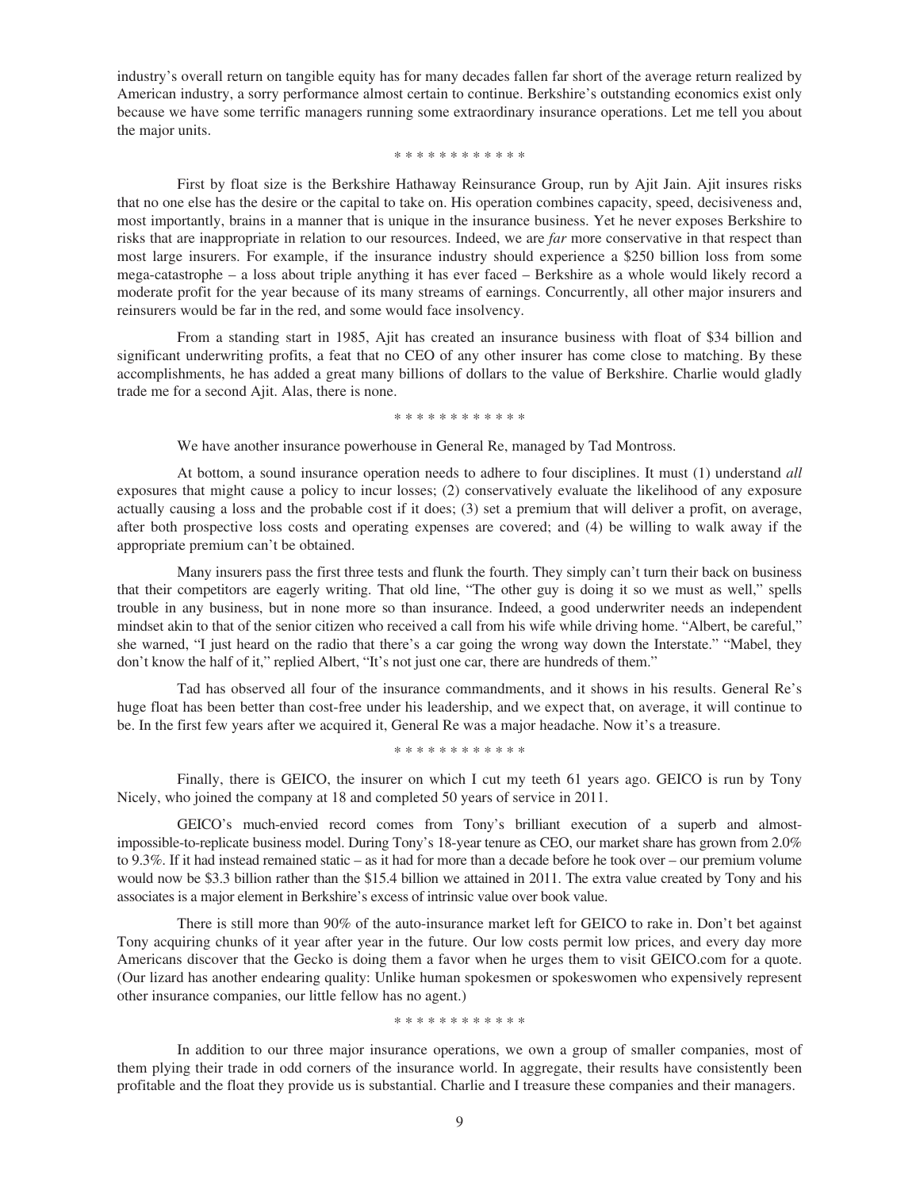industry's overall return on tangible equity has for many decades fallen far short of the average return realized by American industry, a sorry performance almost certain to continue. Berkshire's outstanding economics exist only because we have some terrific managers running some extraordinary insurance operations. Let me tell you about the major units.

* * * * * * * * * * * *

First by float size is the Berkshire Hathaway Reinsurance Group, run by Ajit Jain. Ajit insures risks that no one else has the desire or the capital to take on. His operation combines capacity, speed, decisiveness and, most importantly, brains in a manner that is unique in the insurance business. Yet he never exposes Berkshire to risks that are inappropriate in relation to our resources. Indeed, we are *far* more conservative in that respect than most large insurers. For example, if the insurance industry should experience a $250 billion loss from some mega-catastrophe – a loss about triple anything it has ever faced – Berkshire as a whole would likely record a moderate profit for the year because of its many streams of earnings. Concurrently, all other major insurers and reinsurers would be far in the red, and some would face insolvency.

From a standing start in 1985, Ajit has created an insurance business with float of $34 billion and significant underwriting profits, a feat that no CEO of any other insurer has come close to matching. By these accomplishments, he has added a great many billions of dollars to the value of Berkshire. Charlie would gladly trade me for a second Ajit. Alas, there is none.

* * * * * * * * * * * *

We have another insurance powerhouse in General Re, managed by Tad Montross.

At bottom, a sound insurance operation needs to adhere to four disciplines. It must (1) understand *all* exposures that might cause a policy to incur losses; (2) conservatively evaluate the likelihood of any exposure actually causing a loss and the probable cost if it does; (3) set a premium that will deliver a profit, on average, after both prospective loss costs and operating expenses are covered; and (4) be willing to walk away if the appropriate premium can't be obtained.

Many insurers pass the first three tests and flunk the fourth. They simply can't turn their back on business that their competitors are eagerly writing. That old line, "The other guy is doing it so we must as well," spells trouble in any business, but in none more so than insurance. Indeed, a good underwriter needs an independent mindset akin to that of the senior citizen who received a call from his wife while driving home. "Albert, be careful," she warned, "I just heard on the radio that there's a car going the wrong way down the Interstate." "Mabel, they don't know the half of it," replied Albert, "It's not just one car, there are hundreds of them."

Tad has observed all four of the insurance commandments, and it shows in his results. General Re's huge float has been better than cost-free under his leadership, and we expect that, on average, it will continue to be. In the first few years after we acquired it, General Re was a major headache. Now it's a treasure.

* * * * * * * * * * * *

Finally, there is GEICO, the insurer on which I cut my teeth 61 years ago. GEICO is run by Tony Nicely, who joined the company at 18 and completed 50 years of service in 2011.

GEICO's much-envied record comes from Tony's brilliant execution of a superb and almost-impossible-to-replicate business model. During Tony's 18-year tenure as CEO, our market share has grown from 2.0% to 9.3%. If it had instead remained static – as it had for more than a decade before he took over – our premium volume would now be $3.3 billion rather than the $15.4 billion we attained in 2011. The extra value created by Tony and his associates is a major element in Berkshire's excess of intrinsic value over book value.

There is still more than 90% of the auto-insurance market left for GEICO to rake in. Don't bet against Tony acquiring chunks of it year after year in the future. Our low costs permit low prices, and every day more Americans discover that the Gecko is doing them a favor when he urges them to visit GEICO.com for a quote. (Our lizard has another endearing quality: Unlike human spokesmen or spokeswomen who expensively represent other insurance companies, our little fellow has no agent.)

* * * * * * * * * * * *

In addition to our three major insurance operations, we own a group of smaller companies, most of them plying their trade in odd corners of the insurance world. In aggregate, their results have consistently been profitable and the float they provide us is substantial. Charlie and I treasure these companies and their managers.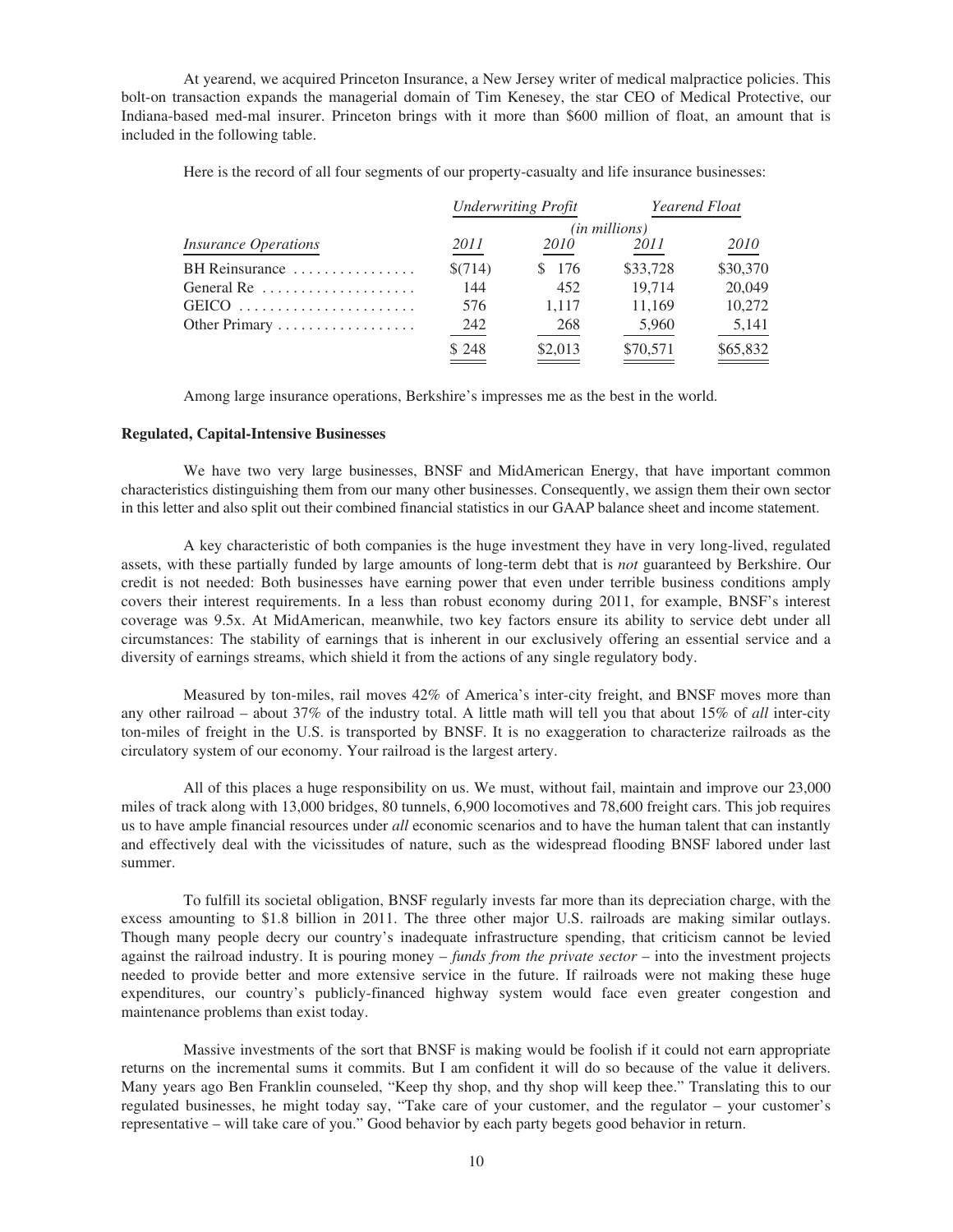At yearend, we acquired Princeton Insurance, a New Jersey writer of medical malpractice policies. This bolt-on transaction expands the managerial domain of Tim Kenesey, the star CEO of Medical Protective, our Indiana-based med-mal insurer. Princeton brings with it more than $600 million of float, an amount that is included in the following table.

Here is the record of all four segments of our property-casualty and life insurance businesses:

| | *Underwriting Profit* | | *Yearend Float* | |
|---|---|---|---|---|
| | *(in millions)* | | | |
| *Insurance Operations* | *2011* | *2010* | *2011* | *2010* |
| BH Reinsurance | $(714) | $ 176 | $33,728 | $30,370 |
| General Re | 144 | 452 | 19,714 | 20,049 |
| GEICO | 576 | 1,117 | 11,169 | 10,272 |
| Other Primary | 242 | 268 | 5,960 | 5,141 |
| | $ 248 | $2,013 | $70,571 | $65,832 |

Among large insurance operations, Berkshire's impresses me as the best in the world.

**Regulated, Capital-Intensive Businesses**

We have two very large businesses, BNSF and MidAmerican Energy, that have important common characteristics distinguishing them from our many other businesses. Consequently, we assign them their own sector in this letter and also split out their combined financial statistics in our GAAP balance sheet and income statement.

A key characteristic of both companies is the huge investment they have in very long-lived, regulated assets, with these partially funded by large amounts of long-term debt that is *not* guaranteed by Berkshire. Our credit is not needed: Both businesses have earning power that even under terrible business conditions amply covers their interest requirements. In a less than robust economy during 2011, for example, BNSF's interest coverage was 9.5x. At MidAmerican, meanwhile, two key factors ensure its ability to service debt under all circumstances: The stability of earnings that is inherent in our exclusively offering an essential service and a diversity of earnings streams, which shield it from the actions of any single regulatory body.

Measured by ton-miles, rail moves 42% of America's inter-city freight, and BNSF moves more than any other railroad – about 37% of the industry total. A little math will tell you that about 15% of *all* inter-city ton-miles of freight in the U.S. is transported by BNSF. It is no exaggeration to characterize railroads as the circulatory system of our economy. Your railroad is the largest artery.

All of this places a huge responsibility on us. We must, without fail, maintain and improve our 23,000 miles of track along with 13,000 bridges, 80 tunnels, 6,900 locomotives and 78,600 freight cars. This job requires us to have ample financial resources under *all* economic scenarios and to have the human talent that can instantly and effectively deal with the vicissitudes of nature, such as the widespread flooding BNSF labored under last summer.

To fulfill its societal obligation, BNSF regularly invests far more than its depreciation charge, with the excess amounting to $1.8 billion in 2011. The three other major U.S. railroads are making similar outlays. Though many people decry our country's inadequate infrastructure spending, that criticism cannot be levied against the railroad industry. It is pouring money – *funds from the private sector* – into the investment projects needed to provide better and more extensive service in the future. If railroads were not making these huge expenditures, our country's publicly-financed highway system would face even greater congestion and maintenance problems than exist today.

Massive investments of the sort that BNSF is making would be foolish if it could not earn appropriate returns on the incremental sums it commits. But I am confident it will do so because of the value it delivers. Many years ago Ben Franklin counseled, "Keep thy shop, and thy shop will keep thee." Translating this to our regulated businesses, he might today say, "Take care of your customer, and the regulator – your customer's representative – will take care of you." Good behavior by each party begets good behavior in return.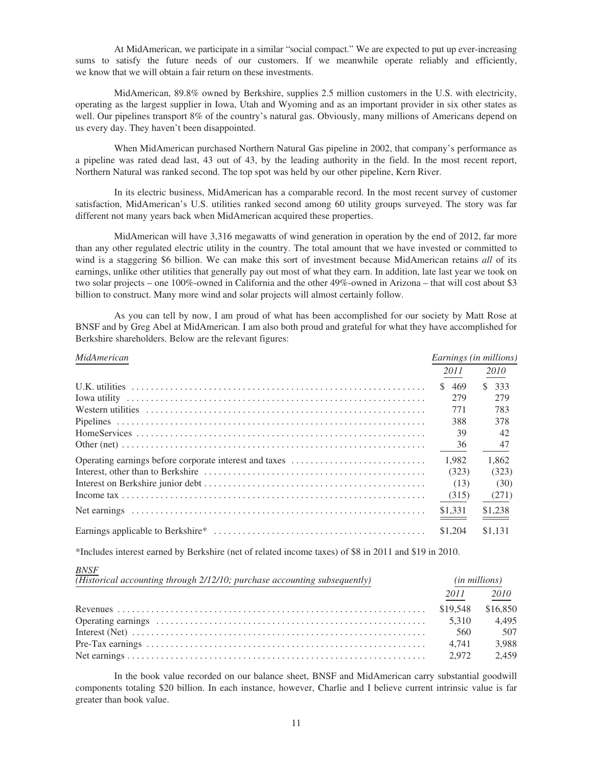At MidAmerican, we participate in a similar "social compact." We are expected to put up ever-increasing sums to satisfy the future needs of our customers. If we meanwhile operate reliably and efficiently, we know that we will obtain a fair return on these investments.

MidAmerican, 89.8% owned by Berkshire, supplies 2.5 million customers in the U.S. with electricity, operating as the largest supplier in Iowa, Utah and Wyoming and as an important provider in six other states as well. Our pipelines transport 8% of the country's natural gas. Obviously, many millions of Americans depend on us every day. They haven't been disappointed.

When MidAmerican purchased Northern Natural Gas pipeline in 2002, that company's performance as a pipeline was rated dead last, 43 out of 43, by the leading authority in the field. In the most recent report, Northern Natural was ranked second. The top spot was held by our other pipeline, Kern River.

In its electric business, MidAmerican has a comparable record. In the most recent survey of customer satisfaction, MidAmerican's U.S. utilities ranked second among 60 utility groups surveyed. The story was far different not many years back when MidAmerican acquired these properties.

MidAmerican will have 3,316 megawatts of wind generation in operation by the end of 2012, far more than any other regulated electric utility in the country. The total amount that we have invested or committed to wind is a staggering $6 billion. We can make this sort of investment because MidAmerican retains *all* of its earnings, unlike other utilities that generally pay out most of what they earn. In addition, late last year we took on two solar projects – one 100%-owned in California and the other 49%-owned in Arizona – that will cost about $3 billion to construct. Many more wind and solar projects will almost certainly follow.

As you can tell by now, I am proud of what has been accomplished for our society by Matt Rose at BNSF and by Greg Abel at MidAmerican. I am also both proud and grateful for what they have accomplished for Berkshire shareholders. Below are the relevant figures:

| *MidAmerican* | *Earnings (in millions)* | |
|---|---|---|
| | *2011* | *2010* |
| U.K. utilities | $ 469 | $ 333 |
| Iowa utility | 279 | 279 |
| Western utilities | 771 | 783 |
| Pipelines | 388 | 378 |
| HomeServices | 39 | 42 |
| Other (net) | 36 | 47 |
| Operating earnings before corporate interest and taxes | 1,982 | 1,862 |
| Interest, other than to Berkshire | (323) | (323) |
| Interest on Berkshire junior debt | (13) | (30) |
| Income tax | (315) | (271) |
| Net earnings | $1,331 | $1,238 |
| Earnings applicable to Berkshire* | $1,204 | $1,131 |

*Includes interest earned by Berkshire (net of related income taxes) of $8 in 2011 and $19 in 2010.

| *BNSF* *(Historical accounting through 2/12/10; purchase accounting subsequently)* | *(in millions)* | |
|---|---|---|
| | *2011* | *2010* |
| Revenues | $19,548 | $16,850 |
| Operating earnings | 5,310 | 4,495 |
| Interest (Net) | 560 | 507 |
| Pre-Tax earnings | 4,741 | 3,988 |
| Net earnings | 2,972 | 2,459 |

In the book value recorded on our balance sheet, BNSF and MidAmerican carry substantial goodwill components totaling $20 billion. In each instance, however, Charlie and I believe current intrinsic value is far greater than book value.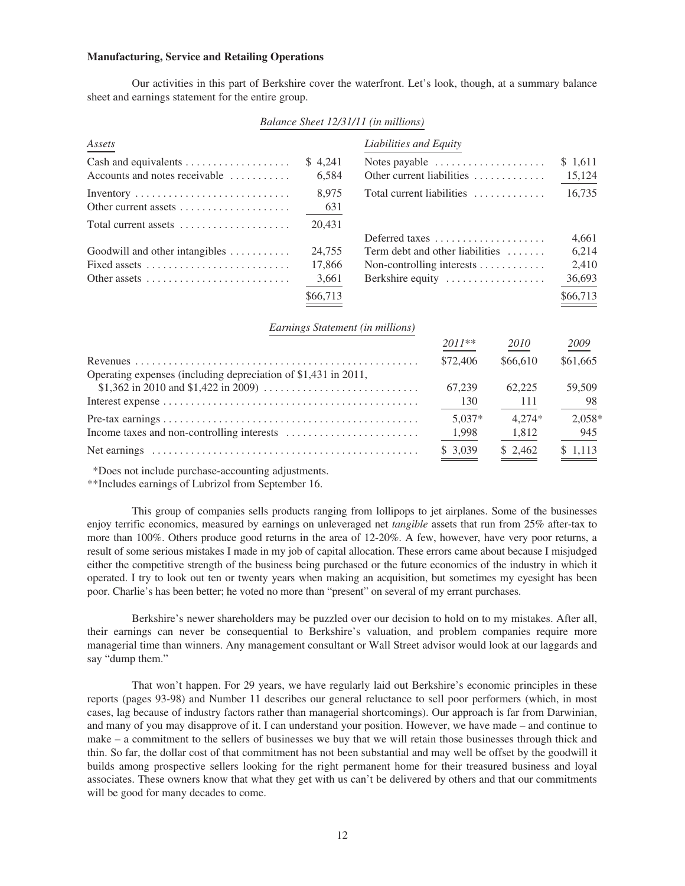**Manufacturing, Service and Retailing Operations**

Our activities in this part of Berkshire cover the waterfront. Let's look, though, at a summary balance sheet and earnings statement for the entire group.

*Balance Sheet 12/31/11 (in millions)*

| *Assets* | | *Liabilities and Equity* | |
|---|---|---|---|
| Cash and equivalents | $ 4,241 | Notes payable | $ 1,611 |
| Accounts and notes receivable | 6,584 | Other current liabilities | 15,124 |
| Inventory | 8,975 | Total current liabilities | 16,735 |
| Other current assets | 631 | | |
| Total current assets | 20,431 | | |
| | | Deferred taxes | 4,661 |
| Goodwill and other intangibles | 24,755 | Term debt and other liabilities | 6,214 |
| Fixed assets | 17,866 | Non-controlling interests | 2,410 |
| Other assets | 3,661 | Berkshire equity | 36,693 |
| | $66,713 | | $66,713 |

*Earnings Statement (in millions)*

| | *2011*** | *2010* | *2009* |
|---|---|---|---|
| Revenues | $72,406 | $66,610 | $61,665 |
| Operating expenses (including depreciation of $1,431 in 2011, $1,362 in 2010 and $1,422 in 2009) | 67,239 | 62,225 | 59,509 |
| Interest expense | 130 | 111 | 98 |
| Pre-tax earnings | 5,037* | 4,274* | 2,058* |
| Income taxes and non-controlling interests | 1,998 | 1,812 | 945 |
| Net earnings | $ 3,039 | $ 2,462 | $ 1,113 |

*Does not include purchase-accounting adjustments.

**Includes earnings of Lubrizol from September 16.

This group of companies sells products ranging from lollipops to jet airplanes. Some of the businesses enjoy terrific economics, measured by earnings on unleveraged net *tangible* assets that run from 25% after-tax to more than 100%. Others produce good returns in the area of 12-20%. A few, however, have very poor returns, a result of some serious mistakes I made in my job of capital allocation. These errors came about because I misjudged either the competitive strength of the business being purchased or the future economics of the industry in which it operated. I try to look out ten or twenty years when making an acquisition, but sometimes my eyesight has been poor. Charlie's has been better; he voted no more than "present" on several of my errant purchases.

Berkshire's newer shareholders may be puzzled over our decision to hold on to my mistakes. After all, their earnings can never be consequential to Berkshire's valuation, and problem companies require more managerial time than winners. Any management consultant or Wall Street advisor would look at our laggards and say "dump them."

That won't happen. For 29 years, we have regularly laid out Berkshire's economic principles in these reports (pages 93-98) and Number 11 describes our general reluctance to sell poor performers (which, in most cases, lag because of industry factors rather than managerial shortcomings). Our approach is far from Darwinian, and many of you may disapprove of it. I can understand your position. However, we have made – and continue to make – a commitment to the sellers of businesses we buy that we will retain those businesses through thick and thin. So far, the dollar cost of that commitment has not been substantial and may well be offset by the goodwill it builds among prospective sellers looking for the right permanent home for their treasured business and loyal associates. These owners know that what they get with us can't be delivered by others and that our commitments will be good for many decades to come.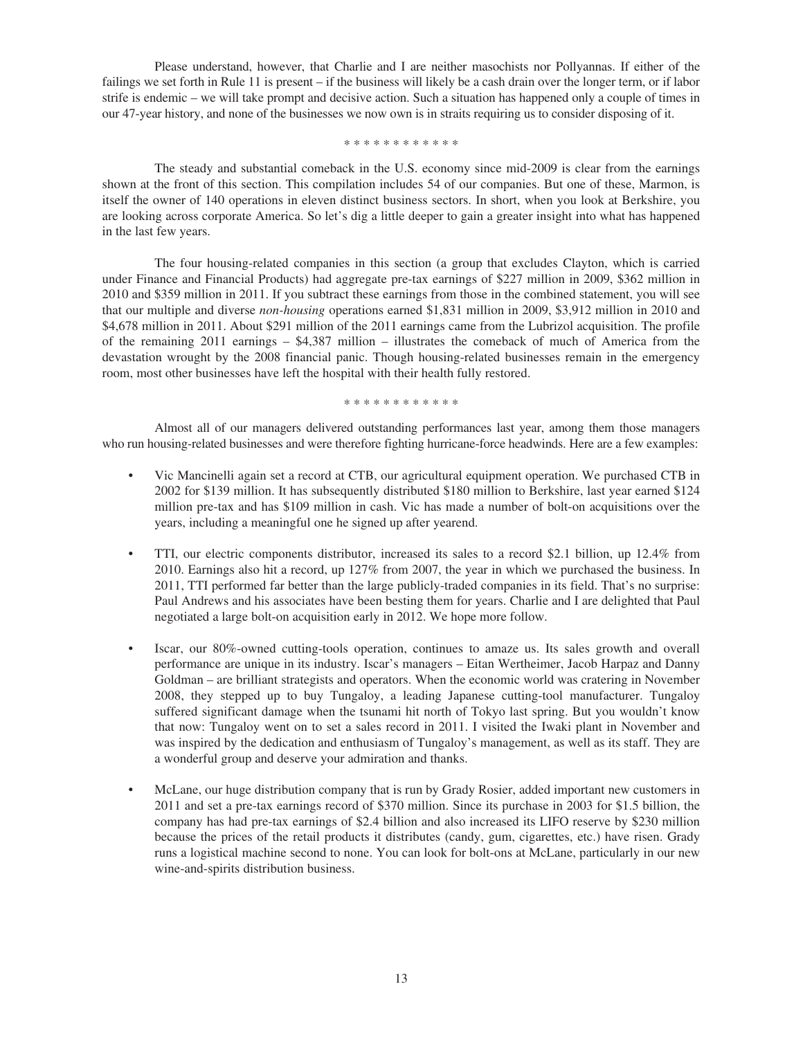Please understand, however, that Charlie and I are neither masochists nor Pollyannas. If either of the failings we set forth in Rule 11 is present – if the business will likely be a cash drain over the longer term, or if labor strife is endemic – we will take prompt and decisive action. Such a situation has happened only a couple of times in our 47-year history, and none of the businesses we now own is in straits requiring us to consider disposing of it.

\* \* \* \* \* \* \* \* \* \* \* \*

The steady and substantial comeback in the U.S. economy since mid-2009 is clear from the earnings shown at the front of this section. This compilation includes 54 of our companies. But one of these, Marmon, is itself the owner of 140 operations in eleven distinct business sectors. In short, when you look at Berkshire, you are looking across corporate America. So let's dig a little deeper to gain a greater insight into what has happened in the last few years.

The four housing-related companies in this section (a group that excludes Clayton, which is carried under Finance and Financial Products) had aggregate pre-tax earnings of $227 million in 2009, $362 million in 2010 and $359 million in 2011. If you subtract these earnings from those in the combined statement, you will see that our multiple and diverse *non-housing* operations earned $1,831 million in 2009, $3,912 million in 2010 and $4,678 million in 2011. About $291 million of the 2011 earnings came from the Lubrizol acquisition. The profile of the remaining 2011 earnings – $4,387 million – illustrates the comeback of much of America from the devastation wrought by the 2008 financial panic. Though housing-related businesses remain in the emergency room, most other businesses have left the hospital with their health fully restored.

\* \* \* \* \* \* \* \* \* \* \* \*

Almost all of our managers delivered outstanding performances last year, among them those managers who run housing-related businesses and were therefore fighting hurricane-force headwinds. Here are a few examples:

- Vic Mancinelli again set a record at CTB, our agricultural equipment operation. We purchased CTB in 2002 for $139 million. It has subsequently distributed $180 million to Berkshire, last year earned $124 million pre-tax and has $109 million in cash. Vic has made a number of bolt-on acquisitions over the years, including a meaningful one he signed up after yearend.

- TTI, our electric components distributor, increased its sales to a record $2.1 billion, up 12.4% from 2010. Earnings also hit a record, up 127% from 2007, the year in which we purchased the business. In 2011, TTI performed far better than the large publicly-traded companies in its field. That's no surprise: Paul Andrews and his associates have been besting them for years. Charlie and I are delighted that Paul negotiated a large bolt-on acquisition early in 2012. We hope more follow.

- Iscar, our 80%-owned cutting-tools operation, continues to amaze us. Its sales growth and overall performance are unique in its industry. Iscar's managers – Eitan Wertheimer, Jacob Harpaz and Danny Goldman – are brilliant strategists and operators. When the economic world was cratering in November 2008, they stepped up to buy Tungaloy, a leading Japanese cutting-tool manufacturer. Tungaloy suffered significant damage when the tsunami hit north of Tokyo last spring. But you wouldn't know that now: Tungaloy went on to set a sales record in 2011. I visited the Iwaki plant in November and was inspired by the dedication and enthusiasm of Tungaloy's management, as well as its staff. They are a wonderful group and deserve your admiration and thanks.

- McLane, our huge distribution company that is run by Grady Rosier, added important new customers in 2011 and set a pre-tax earnings record of $370 million. Since its purchase in 2003 for $1.5 billion, the company has had pre-tax earnings of $2.4 billion and also increased its LIFO reserve by $230 million because the prices of the retail products it distributes (candy, gum, cigarettes, etc.) have risen. Grady runs a logistical machine second to none. You can look for bolt-ons at McLane, particularly in our new wine-and-spirits distribution business.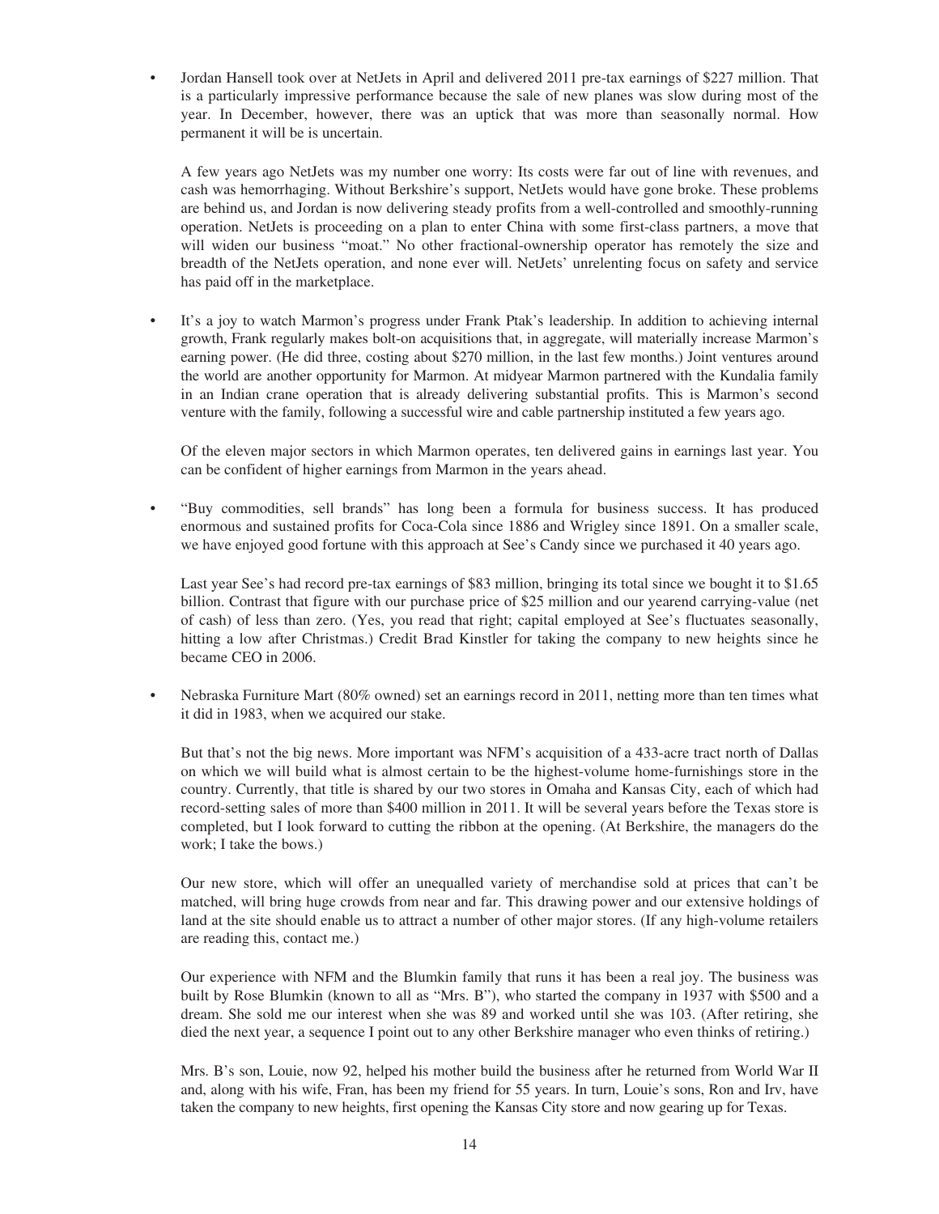- Jordan Hansell took over at NetJets in April and delivered 2011 pre-tax earnings of $227 million. That is a particularly impressive performance because the sale of new planes was slow during most of the year. In December, however, there was an uptick that was more than seasonally normal. How permanent it will be is uncertain.

  A few years ago NetJets was my number one worry: Its costs were far out of line with revenues, and cash was hemorrhaging. Without Berkshire's support, NetJets would have gone broke. These problems are behind us, and Jordan is now delivering steady profits from a well-controlled and smoothly-running operation. NetJets is proceeding on a plan to enter China with some first-class partners, a move that will widen our business "moat." No other fractional-ownership operator has remotely the size and breadth of the NetJets operation, and none ever will. NetJets' unrelenting focus on safety and service has paid off in the marketplace.

- It's a joy to watch Marmon's progress under Frank Ptak's leadership. In addition to achieving internal growth, Frank regularly makes bolt-on acquisitions that, in aggregate, will materially increase Marmon's earning power. (He did three, costing about $270 million, in the last few months.) Joint ventures around the world are another opportunity for Marmon. At midyear Marmon partnered with the Kundalia family in an Indian crane operation that is already delivering substantial profits. This is Marmon's second venture with the family, following a successful wire and cable partnership instituted a few years ago.

  Of the eleven major sectors in which Marmon operates, ten delivered gains in earnings last year. You can be confident of higher earnings from Marmon in the years ahead.

- "Buy commodities, sell brands" has long been a formula for business success. It has produced enormous and sustained profits for Coca-Cola since 1886 and Wrigley since 1891. On a smaller scale, we have enjoyed good fortune with this approach at See's Candy since we purchased it 40 years ago.

  Last year See's had record pre-tax earnings of $83 million, bringing its total since we bought it to $1.65 billion. Contrast that figure with our purchase price of $25 million and our yearend carrying-value (net of cash) of less than zero. (Yes, you read that right; capital employed at See's fluctuates seasonally, hitting a low after Christmas.) Credit Brad Kinstler for taking the company to new heights since he became CEO in 2006.

- Nebraska Furniture Mart (80% owned) set an earnings record in 2011, netting more than ten times what it did in 1983, when we acquired our stake.

  But that's not the big news. More important was NFM's acquisition of a 433-acre tract north of Dallas on which we will build what is almost certain to be the highest-volume home-furnishings store in the country. Currently, that title is shared by our two stores in Omaha and Kansas City, each of which had record-setting sales of more than $400 million in 2011. It will be several years before the Texas store is completed, but I look forward to cutting the ribbon at the opening. (At Berkshire, the managers do the work; I take the bows.)

  Our new store, which will offer an unequalled variety of merchandise sold at prices that can't be matched, will bring huge crowds from near and far. This drawing power and our extensive holdings of land at the site should enable us to attract a number of other major stores. (If any high-volume retailers are reading this, contact me.)

  Our experience with NFM and the Blumkin family that runs it has been a real joy. The business was built by Rose Blumkin (known to all as "Mrs. B"), who started the company in 1937 with $500 and a dream. She sold me our interest when she was 89 and worked until she was 103. (After retiring, she died the next year, a sequence I point out to any other Berkshire manager who even thinks of retiring.)

  Mrs. B's son, Louie, now 92, helped his mother build the business after he returned from World War II and, along with his wife, Fran, has been my friend for 55 years. In turn, Louie's sons, Ron and Irv, have taken the company to new heights, first opening the Kansas City store and now gearing up for Texas.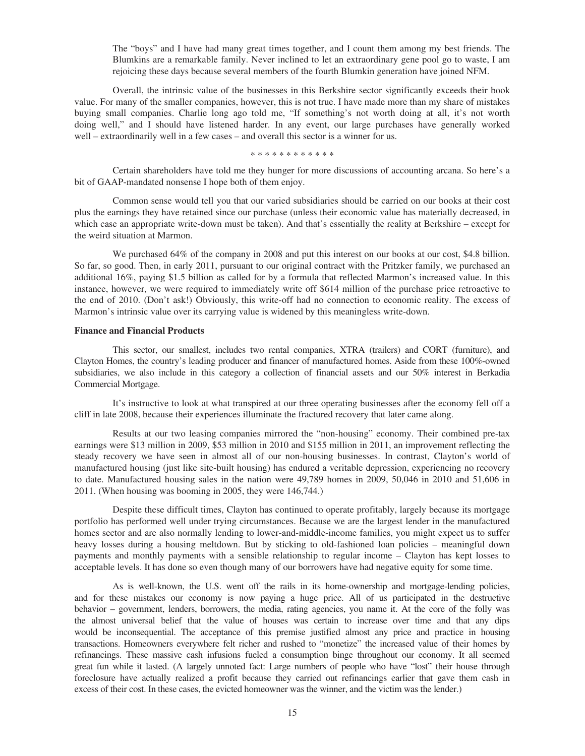The "boys" and I have had many great times together, and I count them among my best friends. The Blumkins are a remarkable family. Never inclined to let an extraordinary gene pool go to waste, I am rejoicing these days because several members of the fourth Blumkin generation have joined NFM.

Overall, the intrinsic value of the businesses in this Berkshire sector significantly exceeds their book value. For many of the smaller companies, however, this is not true. I have made more than my share of mistakes buying small companies. Charlie long ago told me, "If something's not worth doing at all, it's not worth doing well," and I should have listened harder. In any event, our large purchases have generally worked well – extraordinarily well in a few cases – and overall this sector is a winner for us.

* * * * * * * * * * * *

Certain shareholders have told me they hunger for more discussions of accounting arcana. So here's a bit of GAAP-mandated nonsense I hope both of them enjoy.

Common sense would tell you that our varied subsidiaries should be carried on our books at their cost plus the earnings they have retained since our purchase (unless their economic value has materially decreased, in which case an appropriate write-down must be taken). And that's essentially the reality at Berkshire – except for the weird situation at Marmon.

We purchased 64% of the company in 2008 and put this interest on our books at our cost, $4.8 billion. So far, so good. Then, in early 2011, pursuant to our original contract with the Pritzker family, we purchased an additional 16%, paying $1.5 billion as called for by a formula that reflected Marmon's increased value. In this instance, however, we were required to immediately write off $614 million of the purchase price retroactive to the end of 2010. (Don't ask!) Obviously, this write-off had no connection to economic reality. The excess of Marmon's intrinsic value over its carrying value is widened by this meaningless write-down.

**Finance and Financial Products**

This sector, our smallest, includes two rental companies, XTRA (trailers) and CORT (furniture), and Clayton Homes, the country's leading producer and financer of manufactured homes. Aside from these 100%-owned subsidiaries, we also include in this category a collection of financial assets and our 50% interest in Berkadia Commercial Mortgage.

It's instructive to look at what transpired at our three operating businesses after the economy fell off a cliff in late 2008, because their experiences illuminate the fractured recovery that later came along.

Results at our two leasing companies mirrored the "non-housing" economy. Their combined pre-tax earnings were $13 million in 2009, $53 million in 2010 and $155 million in 2011, an improvement reflecting the steady recovery we have seen in almost all of our non-housing businesses. In contrast, Clayton's world of manufactured housing (just like site-built housing) has endured a veritable depression, experiencing no recovery to date. Manufactured housing sales in the nation were 49,789 homes in 2009, 50,046 in 2010 and 51,606 in 2011. (When housing was booming in 2005, they were 146,744.)

Despite these difficult times, Clayton has continued to operate profitably, largely because its mortgage portfolio has performed well under trying circumstances. Because we are the largest lender in the manufactured homes sector and are also normally lending to lower-and-middle-income families, you might expect us to suffer heavy losses during a housing meltdown. But by sticking to old-fashioned loan policies – meaningful down payments and monthly payments with a sensible relationship to regular income – Clayton has kept losses to acceptable levels. It has done so even though many of our borrowers have had negative equity for some time.

As is well-known, the U.S. went off the rails in its home-ownership and mortgage-lending policies, and for these mistakes our economy is now paying a huge price. All of us participated in the destructive behavior – government, lenders, borrowers, the media, rating agencies, you name it. At the core of the folly was the almost universal belief that the value of houses was certain to increase over time and that any dips would be inconsequential. The acceptance of this premise justified almost any price and practice in housing transactions. Homeowners everywhere felt richer and rushed to "monetize" the increased value of their homes by refinancings. These massive cash infusions fueled a consumption binge throughout our economy. It all seemed great fun while it lasted. (A largely unnoted fact: Large numbers of people who have "lost" their house through foreclosure have actually realized a profit because they carried out refinancings earlier that gave them cash in excess of their cost. In these cases, the evicted homeowner was the winner, and the victim was the lender.)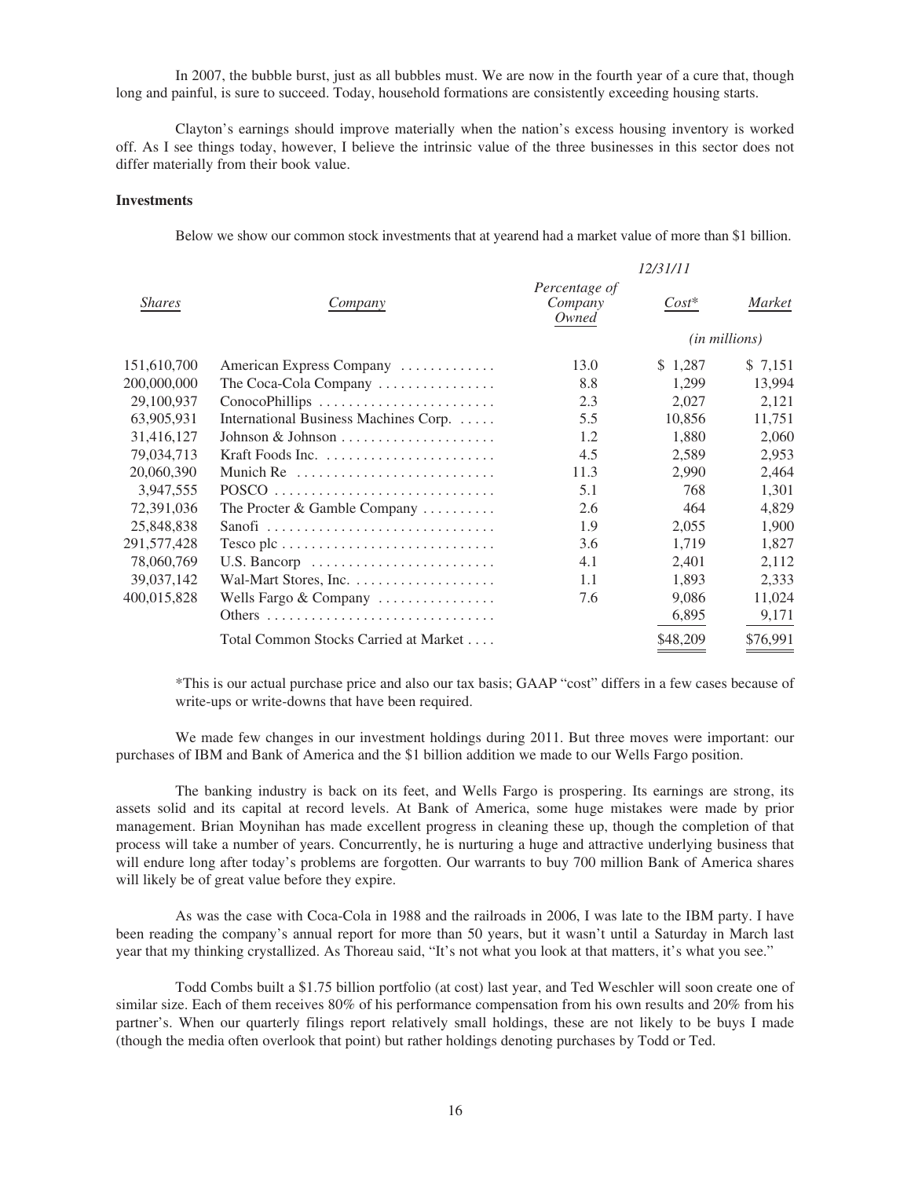In 2007, the bubble burst, just as all bubbles must. We are now in the fourth year of a cure that, though long and painful, is sure to succeed. Today, household formations are consistently exceeding housing starts.

Clayton's earnings should improve materially when the nation's excess housing inventory is worked off. As I see things today, however, I believe the intrinsic value of the three businesses in this sector does not differ materially from their book value.

**Investments**

Below we show our common stock investments that at yearend had a market value of more than $1 billion.

| | | *12/31/11* | | |
|---|---|---|---|---|
| *Shares* | *Company* | *Percentage of Company Owned* | *Cost\** | *Market* |
| | | | *(in millions)* | |
| 151,610,700 | American Express Company | 13.0 | $ 1,287 | $ 7,151 |
| 200,000,000 | The Coca-Cola Company | 8.8 | 1,299 | 13,994 |
| 29,100,937 | ConocoPhillips | 2.3 | 2,027 | 2,121 |
| 63,905,931 | International Business Machines Corp. | 5.5 | 10,856 | 11,751 |
| 31,416,127 | Johnson & Johnson | 1.2 | 1,880 | 2,060 |
| 79,034,713 | Kraft Foods Inc. | 4.5 | 2,589 | 2,953 |
| 20,060,390 | Munich Re | 11.3 | 2,990 | 2,464 |
| 3,947,555 | POSCO | 5.1 | 768 | 1,301 |
| 72,391,036 | The Procter & Gamble Company | 2.6 | 464 | 4,829 |
| 25,848,838 | Sanofi | 1.9 | 2,055 | 1,900 |
| 291,577,428 | Tesco plc | 3.6 | 1,719 | 1,827 |
| 78,060,769 | U.S. Bancorp | 4.1 | 2,401 | 2,112 |
| 39,037,142 | Wal-Mart Stores, Inc. | 1.1 | 1,893 | 2,333 |
| 400,015,828 | Wells Fargo & Company | 7.6 | 9,086 | 11,024 |
| | Others | | 6,895 | 9,171 |
| | Total Common Stocks Carried at Market | | $48,209 | $76,991 |

*This is our actual purchase price and also our tax basis; GAAP "cost" differs in a few cases because of write-ups or write-downs that have been required.

We made few changes in our investment holdings during 2011. But three moves were important: our purchases of IBM and Bank of America and the $1 billion addition we made to our Wells Fargo position.

The banking industry is back on its feet, and Wells Fargo is prospering. Its earnings are strong, its assets solid and its capital at record levels. At Bank of America, some huge mistakes were made by prior management. Brian Moynihan has made excellent progress in cleaning these up, though the completion of that process will take a number of years. Concurrently, he is nurturing a huge and attractive underlying business that will endure long after today's problems are forgotten. Our warrants to buy 700 million Bank of America shares will likely be of great value before they expire.

As was the case with Coca-Cola in 1988 and the railroads in 2006, I was late to the IBM party. I have been reading the company's annual report for more than 50 years, but it wasn't until a Saturday in March last year that my thinking crystallized. As Thoreau said, "It's not what you look at that matters, it's what you see."

Todd Combs built a $1.75 billion portfolio (at cost) last year, and Ted Weschler will soon create one of similar size. Each of them receives 80% of his performance compensation from his own results and 20% from his partner's. When our quarterly filings report relatively small holdings, these are not likely to be buys I made (though the media often overlook that point) but rather holdings denoting purchases by Todd or Ted.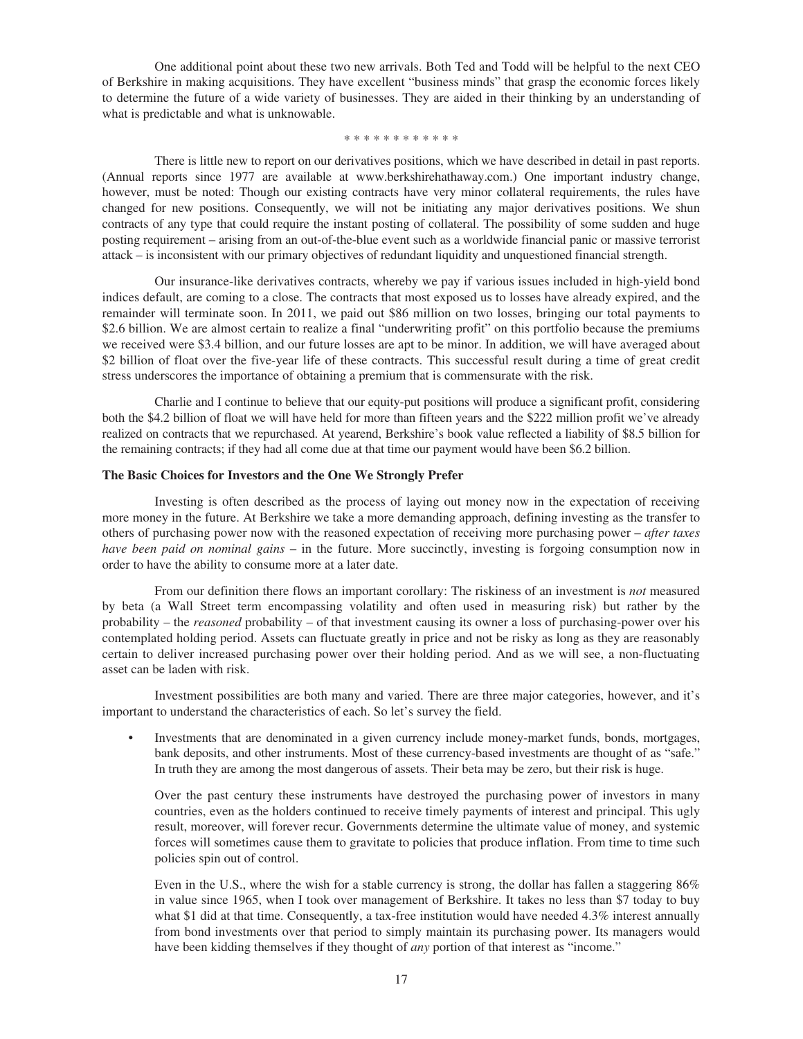One additional point about these two new arrivals. Both Ted and Todd will be helpful to the next CEO of Berkshire in making acquisitions. They have excellent "business minds" that grasp the economic forces likely to determine the future of a wide variety of businesses. They are aided in their thinking by an understanding of what is predictable and what is unknowable.

\* \* \* \* \* \* \* \* \* \* \* \* \*

There is little new to report on our derivatives positions, which we have described in detail in past reports. (Annual reports since 1977 are available at www.berkshirehathaway.com.) One important industry change, however, must be noted: Though our existing contracts have very minor collateral requirements, the rules have changed for new positions. Consequently, we will not be initiating any major derivatives positions. We shun contracts of any type that could require the instant posting of collateral. The possibility of some sudden and huge posting requirement – arising from an out-of-the-blue event such as a worldwide financial panic or massive terrorist attack – is inconsistent with our primary objectives of redundant liquidity and unquestioned financial strength.

Our insurance-like derivatives contracts, whereby we pay if various issues included in high-yield bond indices default, are coming to a close. The contracts that most exposed us to losses have already expired, and the remainder will terminate soon. In 2011, we paid out $86 million on two losses, bringing our total payments to $2.6 billion. We are almost certain to realize a final "underwriting profit" on this portfolio because the premiums we received were $3.4 billion, and our future losses are apt to be minor. In addition, we will have averaged about $2 billion of float over the five-year life of these contracts. This successful result during a time of great credit stress underscores the importance of obtaining a premium that is commensurate with the risk.

Charlie and I continue to believe that our equity-put positions will produce a significant profit, considering both the $4.2 billion of float we will have held for more than fifteen years and the $222 million profit we've already realized on contracts that we repurchased. At yearend, Berkshire's book value reflected a liability of $8.5 billion for the remaining contracts; if they had all come due at that time our payment would have been $6.2 billion.

**The Basic Choices for Investors and the One We Strongly Prefer**

Investing is often described as the process of laying out money now in the expectation of receiving more money in the future. At Berkshire we take a more demanding approach, defining investing as the transfer to others of purchasing power now with the reasoned expectation of receiving more purchasing power – *after taxes have been paid on nominal gains* – in the future. More succinctly, investing is forgoing consumption now in order to have the ability to consume more at a later date.

From our definition there flows an important corollary: The riskiness of an investment is *not* measured by beta (a Wall Street term encompassing volatility and often used in measuring risk) but rather by the probability – the *reasoned* probability – of that investment causing its owner a loss of purchasing-power over his contemplated holding period. Assets can fluctuate greatly in price and not be risky as long as they are reasonably certain to deliver increased purchasing power over their holding period. And as we will see, a non-fluctuating asset can be laden with risk.

Investment possibilities are both many and varied. There are three major categories, however, and it's important to understand the characteristics of each. So let's survey the field.

- Investments that are denominated in a given currency include money-market funds, bonds, mortgages, bank deposits, and other instruments. Most of these currency-based investments are thought of as "safe." In truth they are among the most dangerous of assets. Their beta may be zero, but their risk is huge.

  Over the past century these instruments have destroyed the purchasing power of investors in many countries, even as the holders continued to receive timely payments of interest and principal. This ugly result, moreover, will forever recur. Governments determine the ultimate value of money, and systemic forces will sometimes cause them to gravitate to policies that produce inflation. From time to time such policies spin out of control.

  Even in the U.S., where the wish for a stable currency is strong, the dollar has fallen a staggering 86% in value since 1965, when I took over management of Berkshire. It takes no less than $7 today to buy what $1 did at that time. Consequently, a tax-free institution would have needed 4.3% interest annually from bond investments over that period to simply maintain its purchasing power. Its managers would have been kidding themselves if they thought of *any* portion of that interest as "income."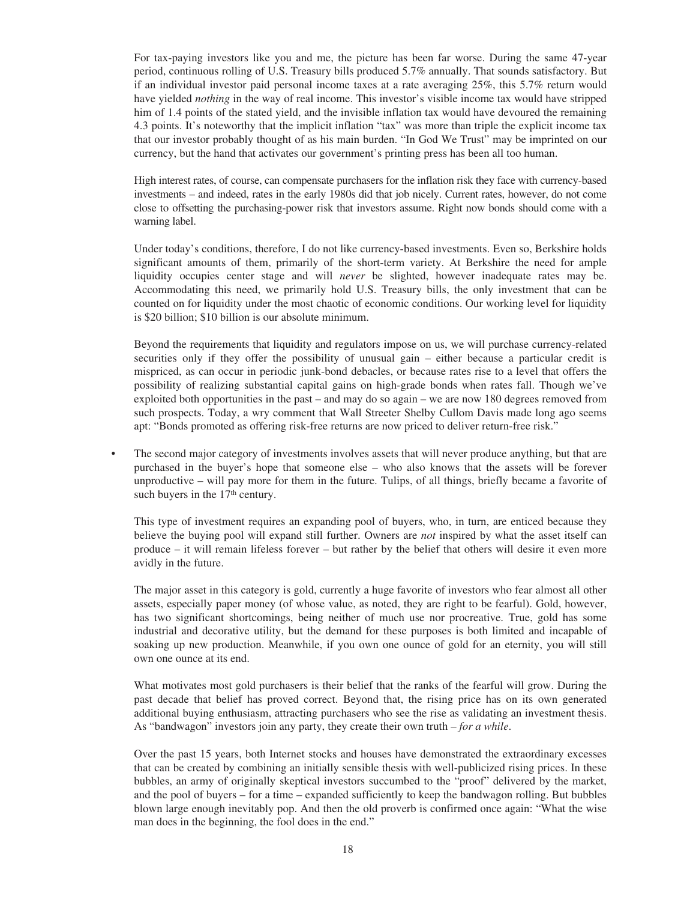For tax-paying investors like you and me, the picture has been far worse. During the same 47-year period, continuous rolling of U.S. Treasury bills produced 5.7% annually. That sounds satisfactory. But if an individual investor paid personal income taxes at a rate averaging 25%, this 5.7% return would have yielded *nothing* in the way of real income. This investor's visible income tax would have stripped him of 1.4 points of the stated yield, and the invisible inflation tax would have devoured the remaining 4.3 points. It's noteworthy that the implicit inflation "tax" was more than triple the explicit income tax that our investor probably thought of as his main burden. "In God We Trust" may be imprinted on our currency, but the hand that activates our government's printing press has been all too human.

High interest rates, of course, can compensate purchasers for the inflation risk they face with currency-based investments – and indeed, rates in the early 1980s did that job nicely. Current rates, however, do not come close to offsetting the purchasing-power risk that investors assume. Right now bonds should come with a warning label.

Under today's conditions, therefore, I do not like currency-based investments. Even so, Berkshire holds significant amounts of them, primarily of the short-term variety. At Berkshire the need for ample liquidity occupies center stage and will *never* be slighted, however inadequate rates may be. Accommodating this need, we primarily hold U.S. Treasury bills, the only investment that can be counted on for liquidity under the most chaotic of economic conditions. Our working level for liquidity is $20 billion; $10 billion is our absolute minimum.

Beyond the requirements that liquidity and regulators impose on us, we will purchase currency-related securities only if they offer the possibility of unusual gain – either because a particular credit is mispriced, as can occur in periodic junk-bond debacles, or because rates rise to a level that offers the possibility of realizing substantial capital gains on high-grade bonds when rates fall. Though we've exploited both opportunities in the past – and may do so again – we are now 180 degrees removed from such prospects. Today, a wry comment that Wall Streeter Shelby Cullom Davis made long ago seems apt: "Bonds promoted as offering risk-free returns are now priced to deliver return-free risk."

- The second major category of investments involves assets that will never produce anything, but that are purchased in the buyer's hope that someone else – who also knows that the assets will be forever unproductive – will pay more for them in the future. Tulips, of all things, briefly became a favorite of such buyers in the 17th century.

  This type of investment requires an expanding pool of buyers, who, in turn, are enticed because they believe the buying pool will expand still further. Owners are *not* inspired by what the asset itself can produce – it will remain lifeless forever – but rather by the belief that others will desire it even more avidly in the future.

  The major asset in this category is gold, currently a huge favorite of investors who fear almost all other assets, especially paper money (of whose value, as noted, they are right to be fearful). Gold, however, has two significant shortcomings, being neither of much use nor procreative. True, gold has some industrial and decorative utility, but the demand for these purposes is both limited and incapable of soaking up new production. Meanwhile, if you own one ounce of gold for an eternity, you will still own one ounce at its end.

  What motivates most gold purchasers is their belief that the ranks of the fearful will grow. During the past decade that belief has proved correct. Beyond that, the rising price has on its own generated additional buying enthusiasm, attracting purchasers who see the rise as validating an investment thesis. As "bandwagon" investors join any party, they create their own truth – *for a while*.

  Over the past 15 years, both Internet stocks and houses have demonstrated the extraordinary excesses that can be created by combining an initially sensible thesis with well-publicized rising prices. In these bubbles, an army of originally skeptical investors succumbed to the "proof" delivered by the market, and the pool of buyers – for a time – expanded sufficiently to keep the bandwagon rolling. But bubbles blown large enough inevitably pop. And then the old proverb is confirmed once again: "What the wise man does in the beginning, the fool does in the end."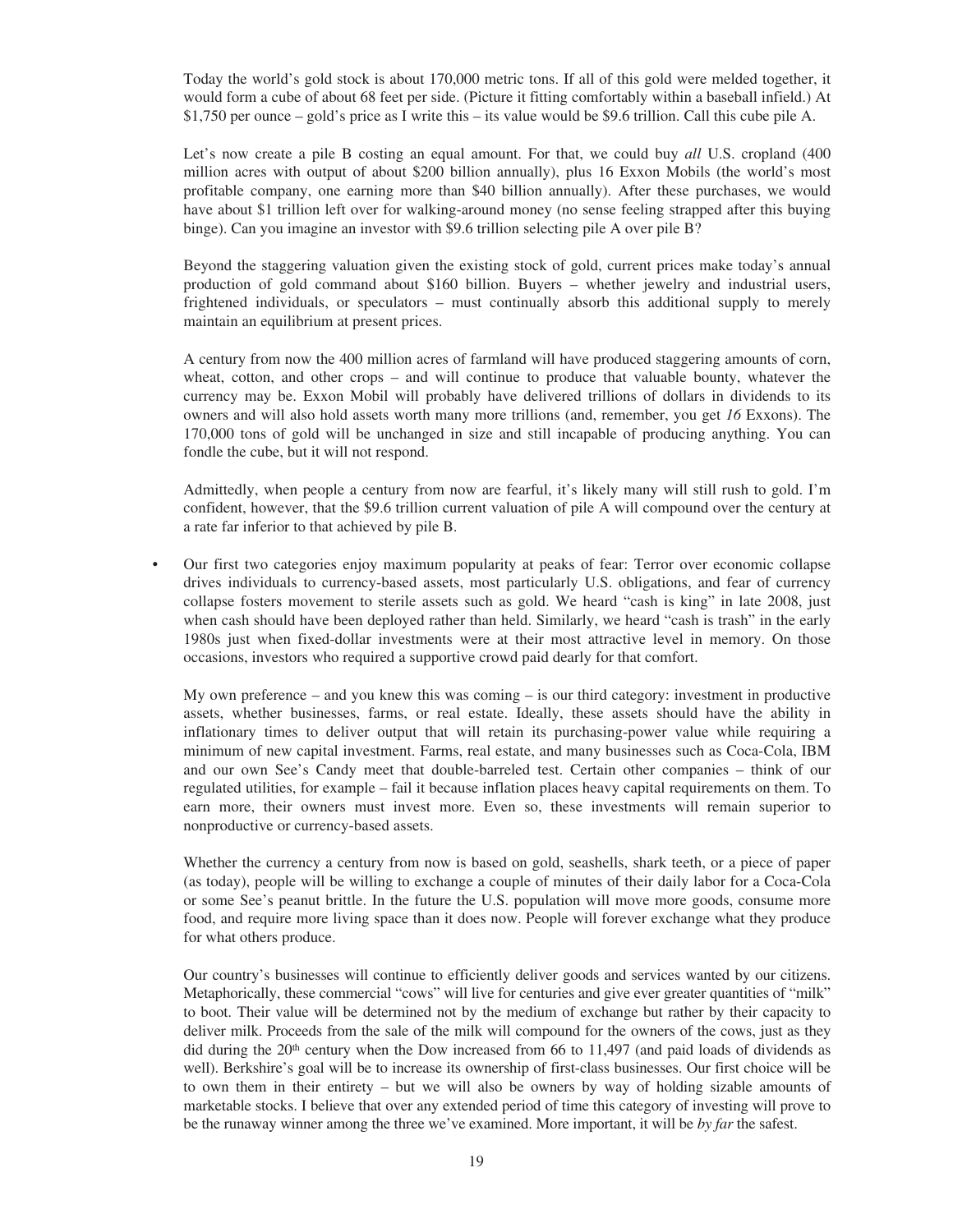Today the world's gold stock is about 170,000 metric tons. If all of this gold were melded together, it would form a cube of about 68 feet per side. (Picture it fitting comfortably within a baseball infield.) At \$1,750 per ounce – gold's price as I write this – its value would be \$9.6 trillion. Call this cube pile A.

Let's now create a pile B costing an equal amount. For that, we could buy *all* U.S. cropland (400 million acres with output of about \$200 billion annually), plus 16 Exxon Mobils (the world's most profitable company, one earning more than \$40 billion annually). After these purchases, we would have about \$1 trillion left over for walking-around money (no sense feeling strapped after this buying binge). Can you imagine an investor with \$9.6 trillion selecting pile A over pile B?

Beyond the staggering valuation given the existing stock of gold, current prices make today's annual production of gold command about \$160 billion. Buyers – whether jewelry and industrial users, frightened individuals, or speculators – must continually absorb this additional supply to merely maintain an equilibrium at present prices.

A century from now the 400 million acres of farmland will have produced staggering amounts of corn, wheat, cotton, and other crops – and will continue to produce that valuable bounty, whatever the currency may be. Exxon Mobil will probably have delivered trillions of dollars in dividends to its owners and will also hold assets worth many more trillions (and, remember, you get *16* Exxons). The 170,000 tons of gold will be unchanged in size and still incapable of producing anything. You can fondle the cube, but it will not respond.

Admittedly, when people a century from now are fearful, it's likely many will still rush to gold. I'm confident, however, that the \$9.6 trillion current valuation of pile A will compound over the century at a rate far inferior to that achieved by pile B.

- Our first two categories enjoy maximum popularity at peaks of fear: Terror over economic collapse drives individuals to currency-based assets, most particularly U.S. obligations, and fear of currency collapse fosters movement to sterile assets such as gold. We heard "cash is king" in late 2008, just when cash should have been deployed rather than held. Similarly, we heard "cash is trash" in the early 1980s just when fixed-dollar investments were at their most attractive level in memory. On those occasions, investors who required a supportive crowd paid dearly for that comfort.

  My own preference – and you knew this was coming – is our third category: investment in productive assets, whether businesses, farms, or real estate. Ideally, these assets should have the ability in inflationary times to deliver output that will retain its purchasing-power value while requiring a minimum of new capital investment. Farms, real estate, and many businesses such as Coca-Cola, IBM and our own See's Candy meet that double-barreled test. Certain other companies – think of our regulated utilities, for example – fail it because inflation places heavy capital requirements on them. To earn more, their owners must invest more. Even so, these investments will remain superior to nonproductive or currency-based assets.

  Whether the currency a century from now is based on gold, seashells, shark teeth, or a piece of paper (as today), people will be willing to exchange a couple of minutes of their daily labor for a Coca-Cola or some See's peanut brittle. In the future the U.S. population will move more goods, consume more food, and require more living space than it does now. People will forever exchange what they produce for what others produce.

  Our country's businesses will continue to efficiently deliver goods and services wanted by our citizens. Metaphorically, these commercial "cows" will live for centuries and give ever greater quantities of "milk" to boot. Their value will be determined not by the medium of exchange but rather by their capacity to deliver milk. Proceeds from the sale of the milk will compound for the owners of the cows, just as they did during the 20th century when the Dow increased from 66 to 11,497 (and paid loads of dividends as well). Berkshire's goal will be to increase its ownership of first-class businesses. Our first choice will be to own them in their entirety – but we will also be owners by way of holding sizable amounts of marketable stocks. I believe that over any extended period of time this category of investing will prove to be the runaway winner among the three we've examined. More important, it will be *by far* the safest.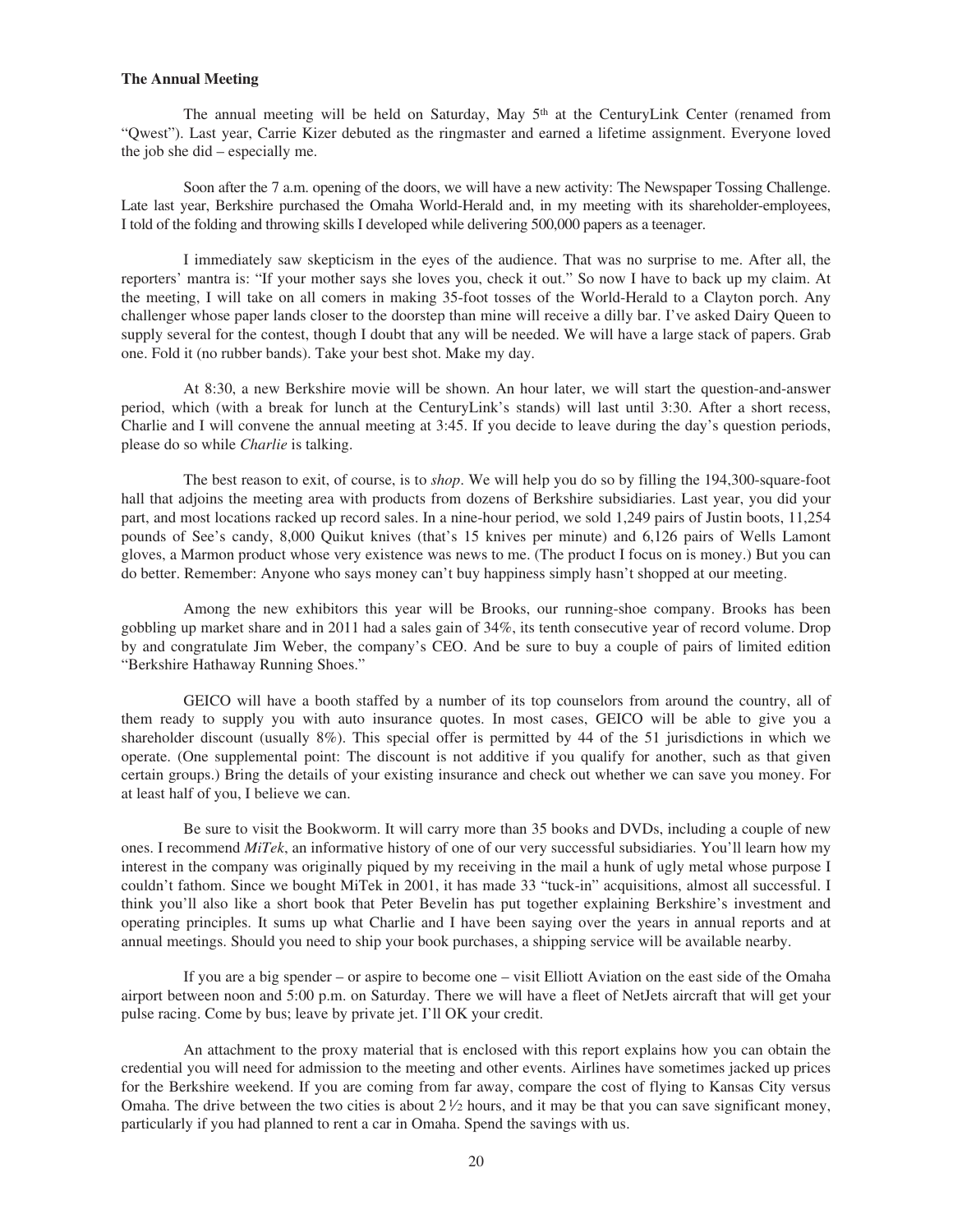**The Annual Meeting**

The annual meeting will be held on Saturday, May 5th at the CenturyLink Center (renamed from "Qwest"). Last year, Carrie Kizer debuted as the ringmaster and earned a lifetime assignment. Everyone loved the job she did – especially me.

Soon after the 7 a.m. opening of the doors, we will have a new activity: The Newspaper Tossing Challenge. Late last year, Berkshire purchased the Omaha World-Herald and, in my meeting with its shareholder-employees, I told of the folding and throwing skills I developed while delivering 500,000 papers as a teenager.

I immediately saw skepticism in the eyes of the audience. That was no surprise to me. After all, the reporters' mantra is: "If your mother says she loves you, check it out." So now I have to back up my claim. At the meeting, I will take on all comers in making 35-foot tosses of the World-Herald to a Clayton porch. Any challenger whose paper lands closer to the doorstep than mine will receive a dilly bar. I've asked Dairy Queen to supply several for the contest, though I doubt that any will be needed. We will have a large stack of papers. Grab one. Fold it (no rubber bands). Take your best shot. Make my day.

At 8:30, a new Berkshire movie will be shown. An hour later, we will start the question-and-answer period, which (with a break for lunch at the CenturyLink's stands) will last until 3:30. After a short recess, Charlie and I will convene the annual meeting at 3:45. If you decide to leave during the day's question periods, please do so while *Charlie* is talking.

The best reason to exit, of course, is to *shop*. We will help you do so by filling the 194,300-square-foot hall that adjoins the meeting area with products from dozens of Berkshire subsidiaries. Last year, you did your part, and most locations racked up record sales. In a nine-hour period, we sold 1,249 pairs of Justin boots, 11,254 pounds of See's candy, 8,000 Quikut knives (that's 15 knives per minute) and 6,126 pairs of Wells Lamont gloves, a Marmon product whose very existence was news to me. (The product I focus on is money.) But you can do better. Remember: Anyone who says money can't buy happiness simply hasn't shopped at our meeting.

Among the new exhibitors this year will be Brooks, our running-shoe company. Brooks has been gobbling up market share and in 2011 had a sales gain of 34%, its tenth consecutive year of record volume. Drop by and congratulate Jim Weber, the company's CEO. And be sure to buy a couple of pairs of limited edition "Berkshire Hathaway Running Shoes."

GEICO will have a booth staffed by a number of its top counselors from around the country, all of them ready to supply you with auto insurance quotes. In most cases, GEICO will be able to give you a shareholder discount (usually 8%). This special offer is permitted by 44 of the 51 jurisdictions in which we operate. (One supplemental point: The discount is not additive if you qualify for another, such as that given certain groups.) Bring the details of your existing insurance and check out whether we can save you money. For at least half of you, I believe we can.

Be sure to visit the Bookworm. It will carry more than 35 books and DVDs, including a couple of new ones. I recommend *MiTek*, an informative history of one of our very successful subsidiaries. You'll learn how my interest in the company was originally piqued by my receiving in the mail a hunk of ugly metal whose purpose I couldn't fathom. Since we bought MiTek in 2001, it has made 33 "tuck-in" acquisitions, almost all successful. I think you'll also like a short book that Peter Bevelin has put together explaining Berkshire's investment and operating principles. It sums up what Charlie and I have been saying over the years in annual reports and at annual meetings. Should you need to ship your book purchases, a shipping service will be available nearby.

If you are a big spender – or aspire to become one – visit Elliott Aviation on the east side of the Omaha airport between noon and 5:00 p.m. on Saturday. There we will have a fleet of NetJets aircraft that will get your pulse racing. Come by bus; leave by private jet. I'll OK your credit.

An attachment to the proxy material that is enclosed with this report explains how you can obtain the credential you will need for admission to the meeting and other events. Airlines have sometimes jacked up prices for the Berkshire weekend. If you are coming from far away, compare the cost of flying to Kansas City versus Omaha. The drive between the two cities is about 2½ hours, and it may be that you can save significant money, particularly if you had planned to rent a car in Omaha. Spend the savings with us.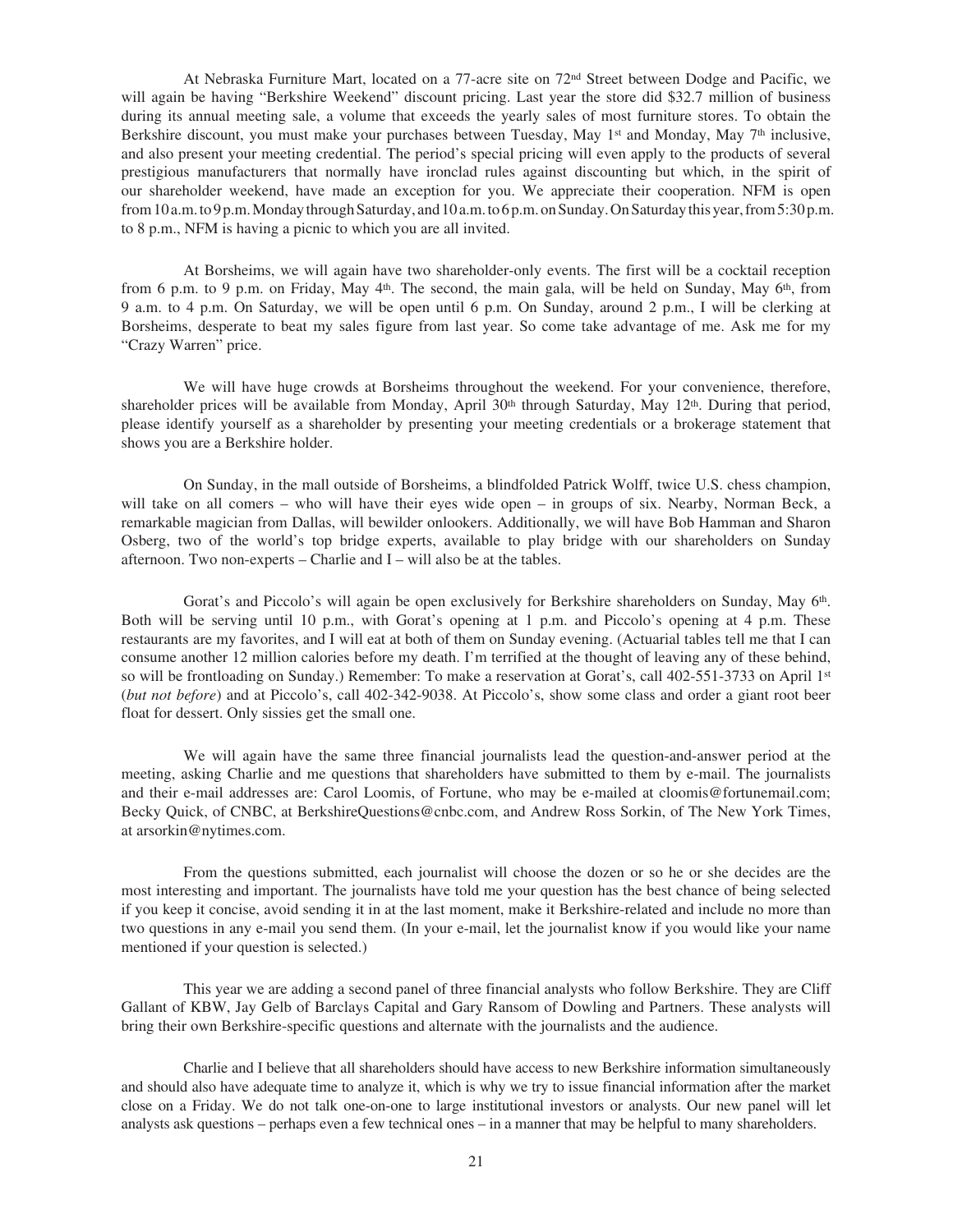At Nebraska Furniture Mart, located on a 77-acre site on 72nd Street between Dodge and Pacific, we will again be having "Berkshire Weekend" discount pricing. Last year the store did $32.7 million of business during its annual meeting sale, a volume that exceeds the yearly sales of most furniture stores. To obtain the Berkshire discount, you must make your purchases between Tuesday, May 1st and Monday, May 7th inclusive, and also present your meeting credential. The period's special pricing will even apply to the products of several prestigious manufacturers that normally have ironclad rules against discounting but which, in the spirit of our shareholder weekend, have made an exception for you. We appreciate their cooperation. NFM is open from 10 a.m. to 9 p.m. Monday through Saturday, and 10 a.m. to 6 p.m. on Sunday. On Saturday this year, from 5:30 p.m. to 8 p.m., NFM is having a picnic to which you are all invited.

At Borsheims, we will again have two shareholder-only events. The first will be a cocktail reception from 6 p.m. to 9 p.m. on Friday, May 4th. The second, the main gala, will be held on Sunday, May 6th, from 9 a.m. to 4 p.m. On Saturday, we will be open until 6 p.m. On Sunday, around 2 p.m., I will be clerking at Borsheims, desperate to beat my sales figure from last year. So come take advantage of me. Ask me for my "Crazy Warren" price.

We will have huge crowds at Borsheims throughout the weekend. For your convenience, therefore, shareholder prices will be available from Monday, April 30th through Saturday, May 12th. During that period, please identify yourself as a shareholder by presenting your meeting credentials or a brokerage statement that shows you are a Berkshire holder.

On Sunday, in the mall outside of Borsheims, a blindfolded Patrick Wolff, twice U.S. chess champion, will take on all comers – who will have their eyes wide open – in groups of six. Nearby, Norman Beck, a remarkable magician from Dallas, will bewilder onlookers. Additionally, we will have Bob Hamman and Sharon Osberg, two of the world's top bridge experts, available to play bridge with our shareholders on Sunday afternoon. Two non-experts – Charlie and I – will also be at the tables.

Gorat's and Piccolo's will again be open exclusively for Berkshire shareholders on Sunday, May 6th. Both will be serving until 10 p.m., with Gorat's opening at 1 p.m. and Piccolo's opening at 4 p.m. These restaurants are my favorites, and I will eat at both of them on Sunday evening. (Actuarial tables tell me that I can consume another 12 million calories before my death. I'm terrified at the thought of leaving any of these behind, so will be frontloading on Sunday.) Remember: To make a reservation at Gorat's, call 402-551-3733 on April 1st (*but not before*) and at Piccolo's, call 402-342-9038. At Piccolo's, show some class and order a giant root beer float for dessert. Only sissies get the small one.

We will again have the same three financial journalists lead the question-and-answer period at the meeting, asking Charlie and me questions that shareholders have submitted to them by e-mail. The journalists and their e-mail addresses are: Carol Loomis, of Fortune, who may be e-mailed at cloomis@fortunemail.com; Becky Quick, of CNBC, at BerkshireQuestions@cnbc.com, and Andrew Ross Sorkin, of The New York Times, at arsorkin@nytimes.com.

From the questions submitted, each journalist will choose the dozen or so he or she decides are the most interesting and important. The journalists have told me your question has the best chance of being selected if you keep it concise, avoid sending it in at the last moment, make it Berkshire-related and include no more than two questions in any e-mail you send them. (In your e-mail, let the journalist know if you would like your name mentioned if your question is selected.)

This year we are adding a second panel of three financial analysts who follow Berkshire. They are Cliff Gallant of KBW, Jay Gelb of Barclays Capital and Gary Ransom of Dowling and Partners. These analysts will bring their own Berkshire-specific questions and alternate with the journalists and the audience.

Charlie and I believe that all shareholders should have access to new Berkshire information simultaneously and should also have adequate time to analyze it, which is why we try to issue financial information after the market close on a Friday. We do not talk one-on-one to large institutional investors or analysts. Our new panel will let analysts ask questions – perhaps even a few technical ones – in a manner that may be helpful to many shareholders.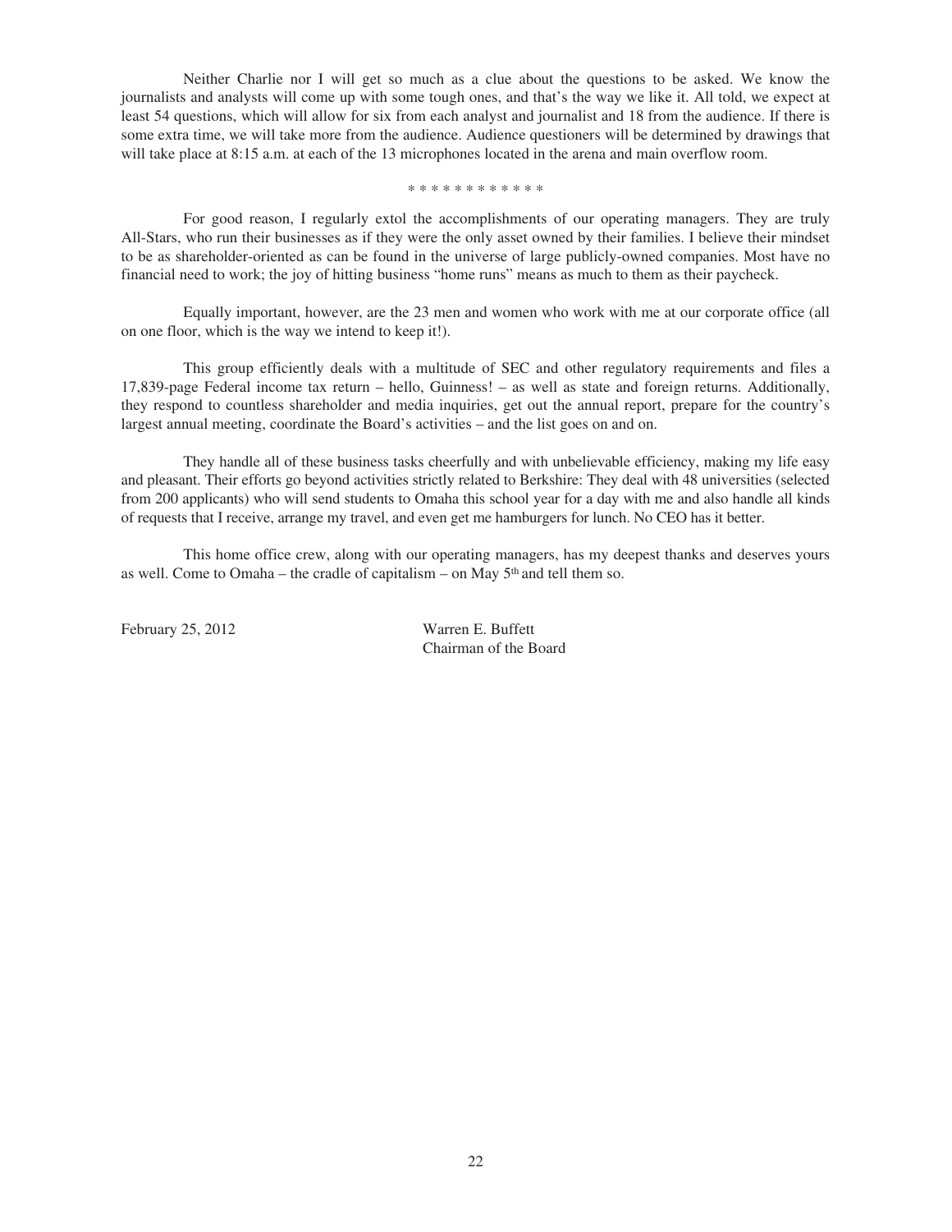Neither Charlie nor I will get so much as a clue about the questions to be asked. We know the journalists and analysts will come up with some tough ones, and that's the way we like it. All told, we expect at least 54 questions, which will allow for six from each analyst and journalist and 18 from the audience. If there is some extra time, we will take more from the audience. Audience questioners will be determined by drawings that will take place at 8:15 a.m. at each of the 13 microphones located in the arena and main overflow room.

\* \* \* \* \* \* \* \* \* \* \* \*

For good reason, I regularly extol the accomplishments of our operating managers. They are truly All-Stars, who run their businesses as if they were the only asset owned by their families. I believe their mindset to be as shareholder-oriented as can be found in the universe of large publicly-owned companies. Most have no financial need to work; the joy of hitting business "home runs" means as much to them as their paycheck.

Equally important, however, are the 23 men and women who work with me at our corporate office (all on one floor, which is the way we intend to keep it!).

This group efficiently deals with a multitude of SEC and other regulatory requirements and files a 17,839-page Federal income tax return – hello, Guinness! – as well as state and foreign returns. Additionally, they respond to countless shareholder and media inquiries, get out the annual report, prepare for the country's largest annual meeting, coordinate the Board's activities – and the list goes on and on.

They handle all of these business tasks cheerfully and with unbelievable efficiency, making my life easy and pleasant. Their efforts go beyond activities strictly related to Berkshire: They deal with 48 universities (selected from 200 applicants) who will send students to Omaha this school year for a day with me and also handle all kinds of requests that I receive, arrange my travel, and even get me hamburgers for lunch. No CEO has it better.

This home office crew, along with our operating managers, has my deepest thanks and deserves yours as well. Come to Omaha – the cradle of capitalism – on May 5th and tell them so.

February 25, 2012

Warren E. Buffett
Chairman of the Board